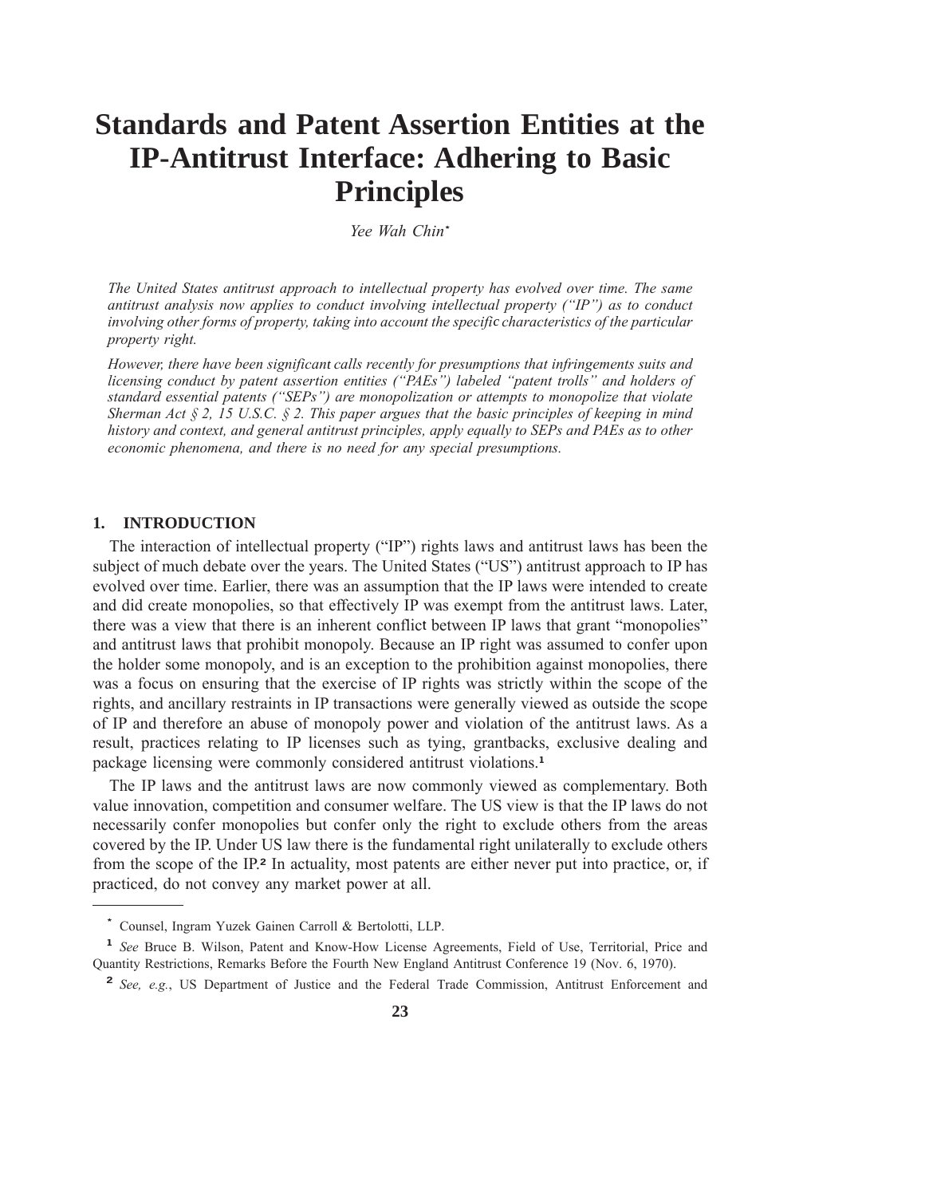# Standards and Patent Assertion Entities at the IP-Antitrust Interface: Adhering to Basic Principles

*Yee Wah Chin*[*]

*The United States antitrust approach to intellectual property has evolved over time. The same antitrust analysis now applies to conduct involving intellectual property ("IP") as to conduct involving other forms of property, taking into account the specific characteristics of the particular property right.*

*However, there have been significant calls recently for presumptions that infringements suits and licensing conduct by patent assertion entities ("PAEs") labeled "patent trolls" and holders of standard essential patents ("SEPs") are monopolization or attempts to monopolize that violate Sherman Act § 2, 15 U.S.C. § 2. This paper argues that the basic principles of keeping in mind history and context, and general antitrust principles, apply equally to SEPs and PAEs as to other economic phenomena, and there is no need for any special presumptions.*

## 1. INTRODUCTION

The interaction of intellectual property ("IP") rights laws and antitrust laws has been the subject of much debate over the years. The United States ("US") antitrust approach to IP has evolved over time. Earlier, there was an assumption that the IP laws were intended to create and did create monopolies, so that effectively IP was exempt from the antitrust laws. Later, there was a view that there is an inherent conflict between IP laws that grant "monopolies" and antitrust laws that prohibit monopoly. Because an IP right was assumed to confer upon the holder some monopoly, and is an exception to the prohibition against monopolies, there was a focus on ensuring that the exercise of IP rights was strictly within the scope of the rights, and ancillary restraints in IP transactions were generally viewed as outside the scope of IP and therefore an abuse of monopoly power and violation of the antitrust laws. As a result, practices relating to IP licenses such as tying, grantbacks, exclusive dealing and package licensing were commonly considered antitrust violations.[1]

The IP laws and the antitrust laws are now commonly viewed as complementary. Both value innovation, competition and consumer welfare. The US view is that the IP laws do not necessarily confer monopolies but confer only the right to exclude others from the areas covered by the IP. Under US law there is the fundamental right unilaterally to exclude others from the scope of the IP.[2] In actuality, most patents are either never put into practice, or, if practiced, do not convey any market power at all.

---

[*] Counsel, Ingram Yuzek Gainen Carroll & Bertolotti, LLP.

[1] *See* Bruce B. Wilson, Patent and Know-How License Agreements, Field of Use, Territorial, Price and Quantity Restrictions, Remarks Before the Fourth New England Antitrust Conference 19 (Nov. 6, 1970).

[2] *See, e.g.*, US Department of Justice and the Federal Trade Commission, Antitrust Enforcement and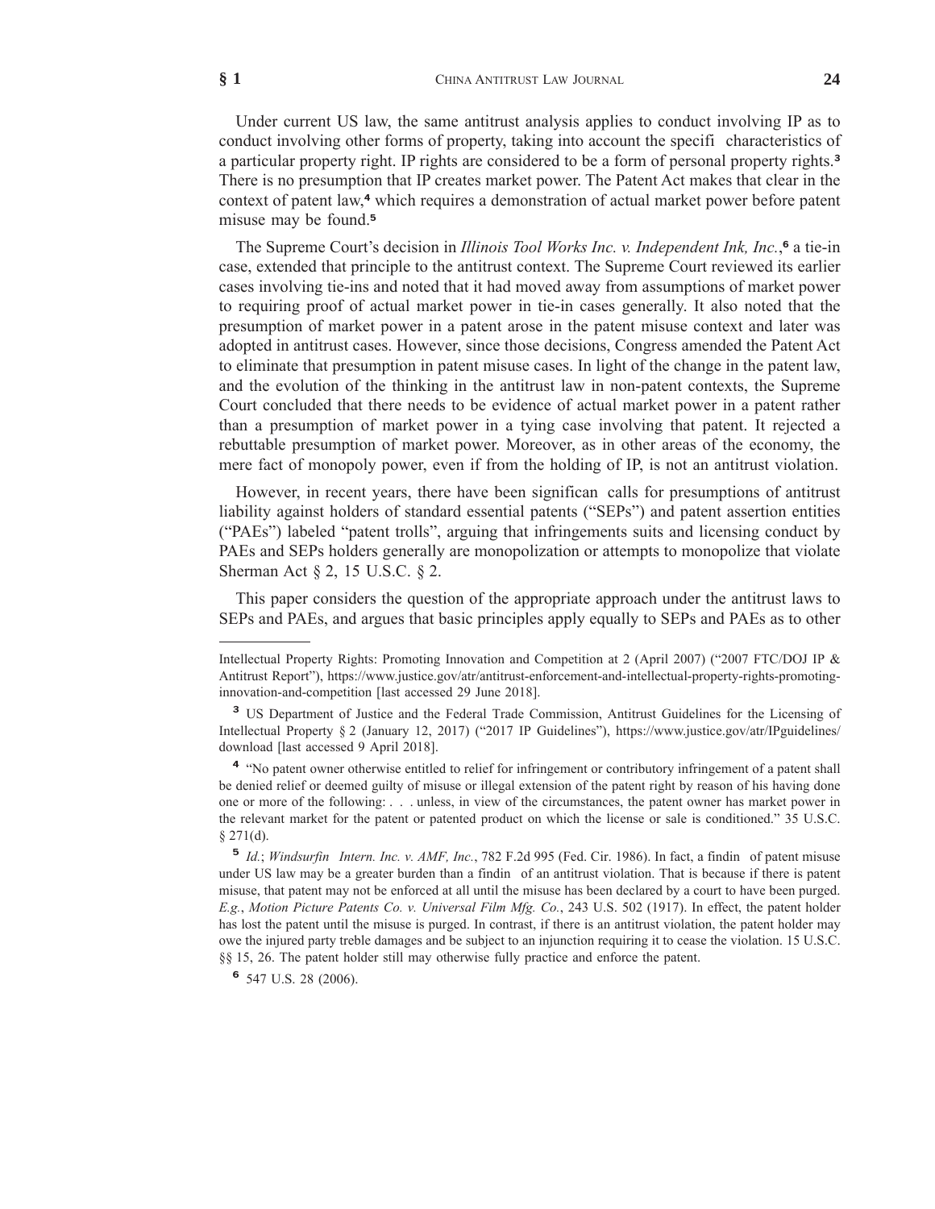Under current US law, the same antitrust analysis applies to conduct involving IP as to conduct involving other forms of property, taking into account the specifi characteristics of a particular property right. IP rights are considered to be a form of personal property rights.[3] There is no presumption that IP creates market power. The Patent Act makes that clear in the context of patent law,[4] which requires a demonstration of actual market power before patent misuse may be found.[5]

The Supreme Court's decision in *Illinois Tool Works Inc. v. Independent Ink, Inc.*,[6] a tie-in case, extended that principle to the antitrust context. The Supreme Court reviewed its earlier cases involving tie-ins and noted that it had moved away from assumptions of market power to requiring proof of actual market power in tie-in cases generally. It also noted that the presumption of market power in a patent arose in the patent misuse context and later was adopted in antitrust cases. However, since those decisions, Congress amended the Patent Act to eliminate that presumption in patent misuse cases. In light of the change in the patent law, and the evolution of the thinking in the antitrust law in non-patent contexts, the Supreme Court concluded that there needs to be evidence of actual market power in a patent rather than a presumption of market power in a tying case involving that patent. It rejected a rebuttable presumption of market power. Moreover, as in other areas of the economy, the mere fact of monopoly power, even if from the holding of IP, is not an antitrust violation.

However, in recent years, there have been significan calls for presumptions of antitrust liability against holders of standard essential patents ("SEPs") and patent assertion entities ("PAEs") labeled "patent trolls", arguing that infringements suits and licensing conduct by PAEs and SEPs holders generally are monopolization or attempts to monopolize that violate Sherman Act § 2, 15 U.S.C. § 2.

This paper considers the question of the appropriate approach under the antitrust laws to SEPs and PAEs, and argues that basic principles apply equally to SEPs and PAEs as to other

---

Intellectual Property Rights: Promoting Innovation and Competition at 2 (April 2007) ("2007 FTC/DOJ IP & Antitrust Report"), https://www.justice.gov/atr/antitrust-enforcement-and-intellectual-property-rights-promoting-innovation-and-competition [last accessed 29 June 2018].

[3] US Department of Justice and the Federal Trade Commission, Antitrust Guidelines for the Licensing of Intellectual Property § 2 (January 12, 2017) ("2017 IP Guidelines"), https://www.justice.gov/atr/IPguidelines/download [last accessed 9 April 2018].

[4] "No patent owner otherwise entitled to relief for infringement or contributory infringement of a patent shall be denied relief or deemed guilty of misuse or illegal extension of the patent right by reason of his having done one or more of the following: . . . unless, in view of the circumstances, the patent owner has market power in the relevant market for the patent or patented product on which the license or sale is conditioned." 35 U.S.C. § 271(d).

[5] *Id.*; *Windsurfin Intern. Inc. v. AMF, Inc.*, 782 F.2d 995 (Fed. Cir. 1986). In fact, a findin of patent misuse under US law may be a greater burden than a findin of an antitrust violation. That is because if there is patent misuse, that patent may not be enforced at all until the misuse has been declared by a court to have been purged. *E.g.*, *Motion Picture Patents Co. v. Universal Film Mfg. Co.*, 243 U.S. 502 (1917). In effect, the patent holder has lost the patent until the misuse is purged. In contrast, if there is an antitrust violation, the patent holder may owe the injured party treble damages and be subject to an injunction requiring it to cease the violation. 15 U.S.C. §§ 15, 26. The patent holder still may otherwise fully practice and enforce the patent.

[6] 547 U.S. 28 (2006).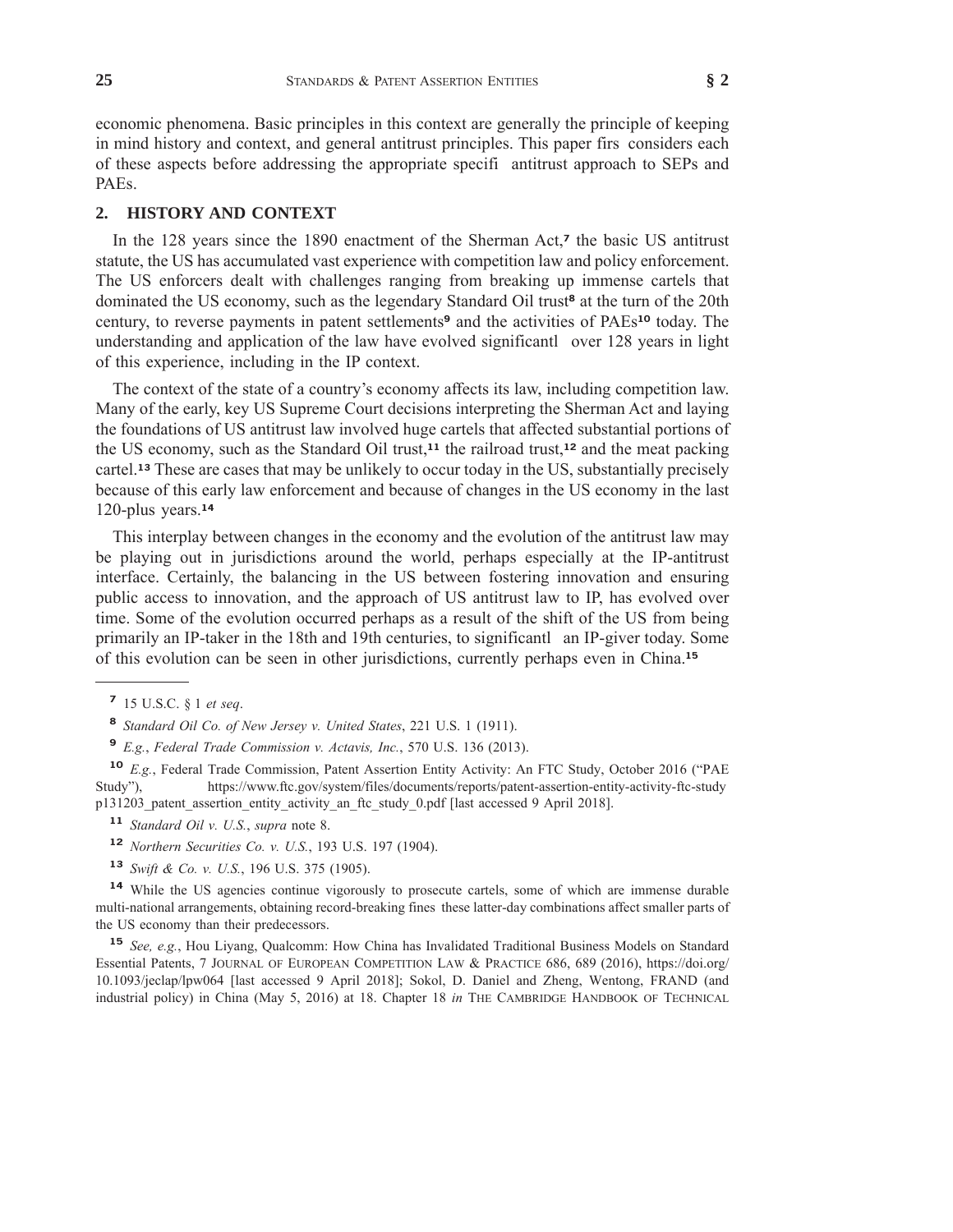economic phenomena. Basic principles in this context are generally the principle of keeping in mind history and context, and general antitrust principles. This paper firs considers each of these aspects before addressing the appropriate specifi antitrust approach to SEPs and PAEs.

## 2. HISTORY AND CONTEXT

In the 128 years since the 1890 enactment of the Sherman Act,[7] the basic US antitrust statute, the US has accumulated vast experience with competition law and policy enforcement. The US enforcers dealt with challenges ranging from breaking up immense cartels that dominated the US economy, such as the legendary Standard Oil trust[8] at the turn of the 20th century, to reverse payments in patent settlements[9] and the activities of PAEs[10] today. The understanding and application of the law have evolved significantl over 128 years in light of this experience, including in the IP context.

The context of the state of a country's economy affects its law, including competition law. Many of the early, key US Supreme Court decisions interpreting the Sherman Act and laying the foundations of US antitrust law involved huge cartels that affected substantial portions of the US economy, such as the Standard Oil trust,[11] the railroad trust,[12] and the meat packing cartel.[13] These are cases that may be unlikely to occur today in the US, substantially precisely because of this early law enforcement and because of changes in the US economy in the last 120-plus years.[14]

This interplay between changes in the economy and the evolution of the antitrust law may be playing out in jurisdictions around the world, perhaps especially at the IP-antitrust interface. Certainly, the balancing in the US between fostering innovation and ensuring public access to innovation, and the approach of US antitrust law to IP, has evolved over time. Some of the evolution occurred perhaps as a result of the shift of the US from being primarily an IP-taker in the 18th and 19th centuries, to significantl an IP-giver today. Some of this evolution can be seen in other jurisdictions, currently perhaps even in China.[15]

---

[7] 15 U.S.C. § 1 *et seq*.

[8] *Standard Oil Co. of New Jersey v. United States*, 221 U.S. 1 (1911).

[9] *E.g.*, *Federal Trade Commission v. Actavis, Inc.*, 570 U.S. 136 (2013).

[10] *E.g.*, Federal Trade Commission, Patent Assertion Entity Activity: An FTC Study, October 2016 ("PAE Study"), https://www.ftc.gov/system/files/documents/reports/patent-assertion-entity-activity-ftc-study p131203_patent_assertion_entity_activity_an_ftc_study_0.pdf [last accessed 9 April 2018].

[11] *Standard Oil v. U.S.*, *supra* note 8.

[12] *Northern Securities Co. v. U.S.*, 193 U.S. 197 (1904).

[13] *Swift & Co. v. U.S.*, 196 U.S. 375 (1905).

[14] While the US agencies continue vigorously to prosecute cartels, some of which are immense durable multi-national arrangements, obtaining record-breaking fines these latter-day combinations affect smaller parts of the US economy than their predecessors.

[15] *See, e.g.*, Hou Liyang, Qualcomm: How China has Invalidated Traditional Business Models on Standard Essential Patents, 7 JOURNAL OF EUROPEAN COMPETITION LAW & PRACTICE 686, 689 (2016), https://doi.org/10.1093/jeclap/lpw064 [last accessed 9 April 2018]; Sokol, D. Daniel and Zheng, Wentong, FRAND (and industrial policy) in China (May 5, 2016) at 18. Chapter 18 *in* THE CAMBRIDGE HANDBOOK OF TECHNICAL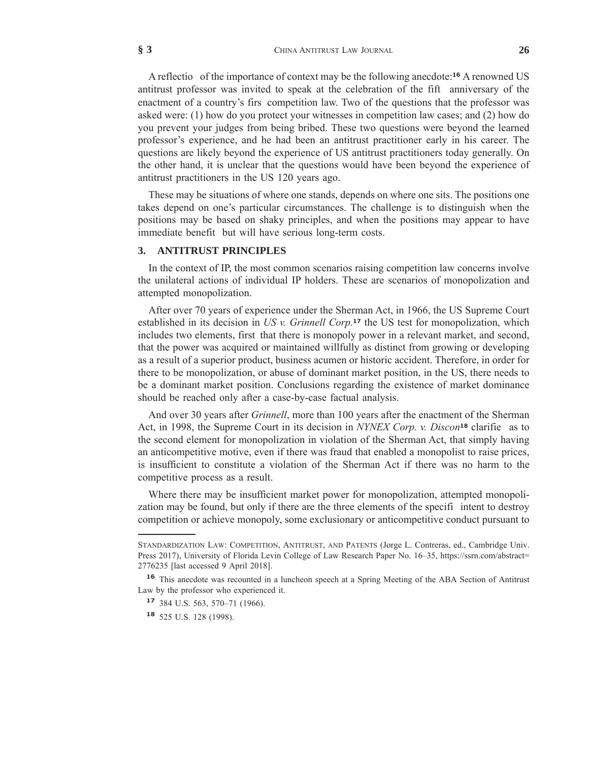A reflectio of the importance of context may be the following anecdote:[16] A renowned US antitrust professor was invited to speak at the celebration of the fift anniversary of the enactment of a country's firs competition law. Two of the questions that the professor was asked were: (1) how do you protect your witnesses in competition law cases; and (2) how do you prevent your judges from being bribed. These two questions were beyond the learned professor's experience, and he had been an antitrust practitioner early in his career. The questions are likely beyond the experience of US antitrust practitioners today generally. On the other hand, it is unclear that the questions would have been beyond the experience of antitrust practitioners in the US 120 years ago.

These may be situations of where one stands, depends on where one sits. The positions one takes depend on one's particular circumstances. The challenge is to distinguish when the positions may be based on shaky principles, and when the positions may appear to have immediate benefit but will have serious long-term costs.

## 3. ANTITRUST PRINCIPLES

In the context of IP, the most common scenarios raising competition law concerns involve the unilateral actions of individual IP holders. These are scenarios of monopolization and attempted monopolization.

After over 70 years of experience under the Sherman Act, in 1966, the US Supreme Court established in its decision in *US v. Grinnell Corp.*[17] the US test for monopolization, which includes two elements, first that there is monopoly power in a relevant market, and second, that the power was acquired or maintained willfully as distinct from growing or developing as a result of a superior product, business acumen or historic accident. Therefore, in order for there to be monopolization, or abuse of dominant market position, in the US, there needs to be a dominant market position. Conclusions regarding the existence of market dominance should be reached only after a case-by-case factual analysis.

And over 30 years after *Grinnell*, more than 100 years after the enactment of the Sherman Act, in 1998, the Supreme Court in its decision in *NYNEX Corp. v. Discon*[18] clarifie as to the second element for monopolization in violation of the Sherman Act, that simply having an anticompetitive motive, even if there was fraud that enabled a monopolist to raise prices, is insufficient to constitute a violation of the Sherman Act if there was no harm to the competitive process as a result.

Where there may be insufficient market power for monopolization, attempted monopolization may be found, but only if there are the three elements of the specifi intent to destroy competition or achieve monopoly, some exclusionary or anticompetitive conduct pursuant to

---

STANDARDIZATION LAW: COMPETITION, ANTITRUST, AND PATENTS (Jorge L. Contreras, ed., Cambridge Univ. Press 2017), University of Florida Levin College of Law Research Paper No. 16–35, https://ssrn.com/abstract=2776235 [last accessed 9 April 2018].

[16] This anecdote was recounted in a luncheon speech at a Spring Meeting of the ABA Section of Antitrust Law by the professor who experienced it.

[17] 384 U.S. 563, 570–71 (1966).

[18] 525 U.S. 128 (1998).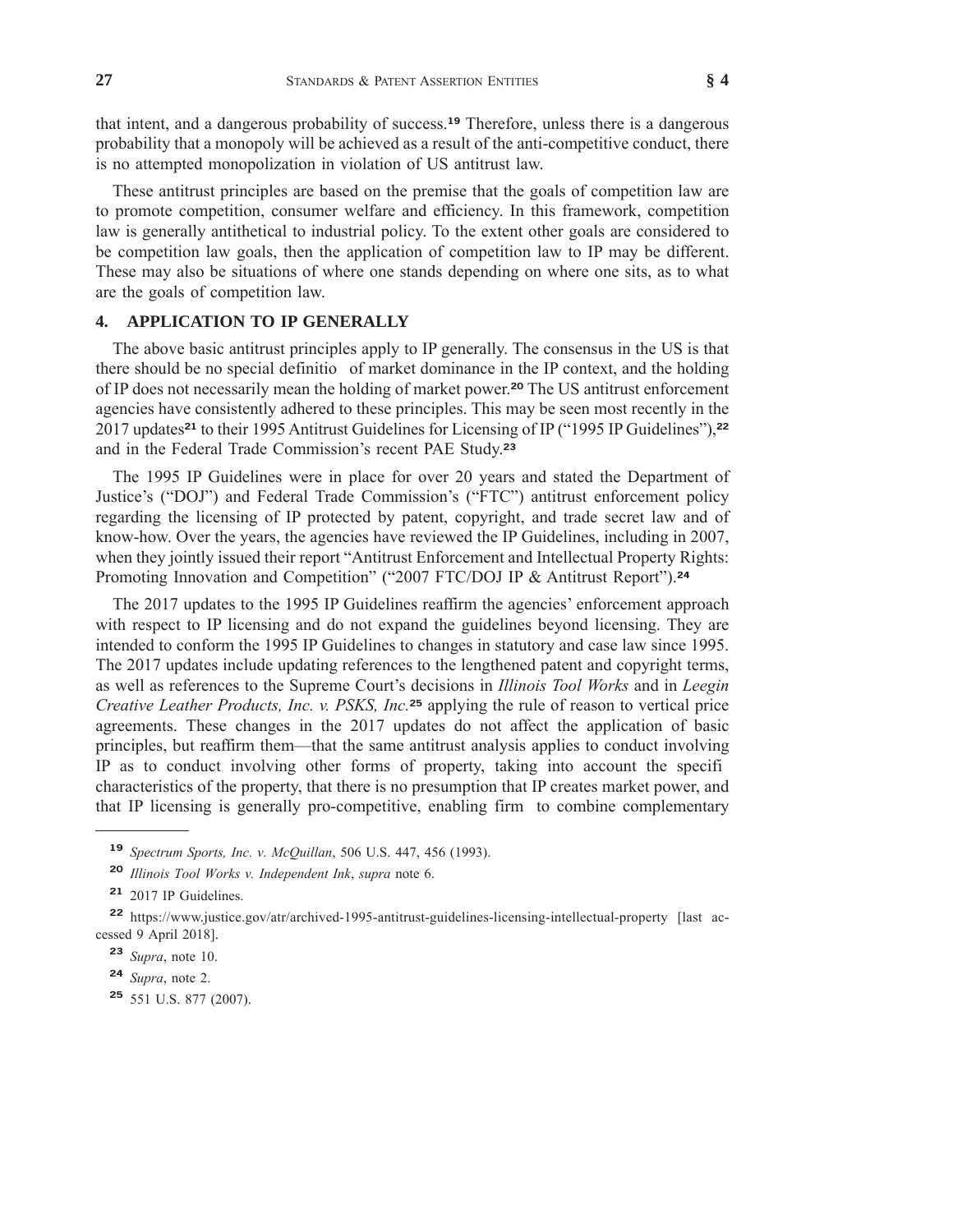that intent, and a dangerous probability of success.[19] Therefore, unless there is a dangerous probability that a monopoly will be achieved as a result of the anti-competitive conduct, there is no attempted monopolization in violation of US antitrust law.

These antitrust principles are based on the premise that the goals of competition law are to promote competition, consumer welfare and efficiency. In this framework, competition law is generally antithetical to industrial policy. To the extent other goals are considered to be competition law goals, then the application of competition law to IP may be different. These may also be situations of where one stands depending on where one sits, as to what are the goals of competition law.

## 4. APPLICATION TO IP GENERALLY

The above basic antitrust principles apply to IP generally. The consensus in the US is that there should be no special definitio of market dominance in the IP context, and the holding of IP does not necessarily mean the holding of market power.[20] The US antitrust enforcement agencies have consistently adhered to these principles. This may be seen most recently in the 2017 updates[21] to their 1995 Antitrust Guidelines for Licensing of IP ("1995 IP Guidelines"),[22] and in the Federal Trade Commission's recent PAE Study.[23]

The 1995 IP Guidelines were in place for over 20 years and stated the Department of Justice's ("DOJ") and Federal Trade Commission's ("FTC") antitrust enforcement policy regarding the licensing of IP protected by patent, copyright, and trade secret law and of know-how. Over the years, the agencies have reviewed the IP Guidelines, including in 2007, when they jointly issued their report "Antitrust Enforcement and Intellectual Property Rights: Promoting Innovation and Competition" ("2007 FTC/DOJ IP & Antitrust Report").[24]

The 2017 updates to the 1995 IP Guidelines reaffirm the agencies' enforcement approach with respect to IP licensing and do not expand the guidelines beyond licensing. They are intended to conform the 1995 IP Guidelines to changes in statutory and case law since 1995. The 2017 updates include updating references to the lengthened patent and copyright terms, as well as references to the Supreme Court's decisions in *Illinois Tool Works* and in *Leegin Creative Leather Products, Inc. v. PSKS, Inc.*[25] applying the rule of reason to vertical price agreements. These changes in the 2017 updates do not affect the application of basic principles, but reaffirm them—that the same antitrust analysis applies to conduct involving IP as to conduct involving other forms of property, taking into account the specifi characteristics of the property, that there is no presumption that IP creates market power, and that IP licensing is generally pro-competitive, enabling firm to combine complementary

---

[19] *Spectrum Sports, Inc. v. McQuillan*, 506 U.S. 447, 456 (1993).

[20] *Illinois Tool Works v. Independent Ink*, *supra* note 6.

[21] 2017 IP Guidelines.

[22] https://www.justice.gov/atr/archived-1995-antitrust-guidelines-licensing-intellectual-property [last accessed 9 April 2018].

[23] *Supra*, note 10.

[24] *Supra*, note 2.

[25] 551 U.S. 877 (2007).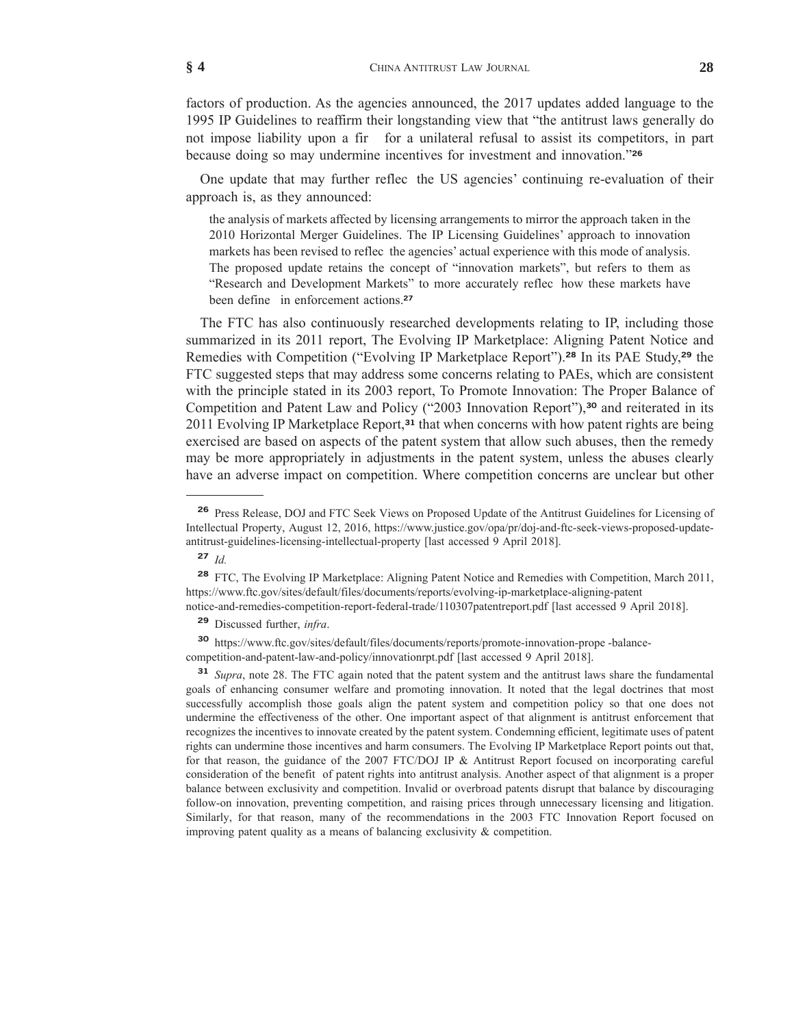factors of production. As the agencies announced, the 2017 updates added language to the 1995 IP Guidelines to reaffirm their longstanding view that "the antitrust laws generally do not impose liability upon a fir for a unilateral refusal to assist its competitors, in part because doing so may undermine incentives for investment and innovation."[26]

One update that may further reflec the US agencies' continuing re-evaluation of their approach is, as they announced:

> the analysis of markets affected by licensing arrangements to mirror the approach taken in the 2010 Horizontal Merger Guidelines. The IP Licensing Guidelines' approach to innovation markets has been revised to reflec the agencies' actual experience with this mode of analysis. The proposed update retains the concept of "innovation markets", but refers to them as "Research and Development Markets" to more accurately reflec how these markets have been define in enforcement actions.[27]

The FTC has also continuously researched developments relating to IP, including those summarized in its 2011 report, The Evolving IP Marketplace: Aligning Patent Notice and Remedies with Competition ("Evolving IP Marketplace Report").[28] In its PAE Study,[29] the FTC suggested steps that may address some concerns relating to PAEs, which are consistent with the principle stated in its 2003 report, To Promote Innovation: The Proper Balance of Competition and Patent Law and Policy ("2003 Innovation Report"),[30] and reiterated in its 2011 Evolving IP Marketplace Report,[31] that when concerns with how patent rights are being exercised are based on aspects of the patent system that allow such abuses, then the remedy may be more appropriately in adjustments in the patent system, unless the abuses clearly have an adverse impact on competition. Where competition concerns are unclear but other

---

[26] Press Release, DOJ and FTC Seek Views on Proposed Update of the Antitrust Guidelines for Licensing of Intellectual Property, August 12, 2016, https://www.justice.gov/opa/pr/doj-and-ftc-seek-views-proposed-update-antitrust-guidelines-licensing-intellectual-property [last accessed 9 April 2018].

[27] *Id.*

[28] FTC, The Evolving IP Marketplace: Aligning Patent Notice and Remedies with Competition, March 2011, https://www.ftc.gov/sites/default/files/documents/reports/evolving-ip-marketplace-aligning-patent notice-and-remedies-competition-report-federal-trade/110307patentreport.pdf [last accessed 9 April 2018].

[29] Discussed further, *infra*.

[30] https://www.ftc.gov/sites/default/files/documents/reports/promote-innovation-prope -balance-competition-and-patent-law-and-policy/innovationrpt.pdf [last accessed 9 April 2018].

[31] *Supra*, note 28. The FTC again noted that the patent system and the antitrust laws share the fundamental goals of enhancing consumer welfare and promoting innovation. It noted that the legal doctrines that most successfully accomplish those goals align the patent system and competition policy so that one does not undermine the effectiveness of the other. One important aspect of that alignment is antitrust enforcement that recognizes the incentives to innovate created by the patent system. Condemning efficient, legitimate uses of patent rights can undermine those incentives and harm consumers. The Evolving IP Marketplace Report points out that, for that reason, the guidance of the 2007 FTC/DOJ IP & Antitrust Report focused on incorporating careful consideration of the benefit of patent rights into antitrust analysis. Another aspect of that alignment is a proper balance between exclusivity and competition. Invalid or overbroad patents disrupt that balance by discouraging follow-on innovation, preventing competition, and raising prices through unnecessary licensing and litigation. Similarly, for that reason, many of the recommendations in the 2003 FTC Innovation Report focused on improving patent quality as a means of balancing exclusivity & competition.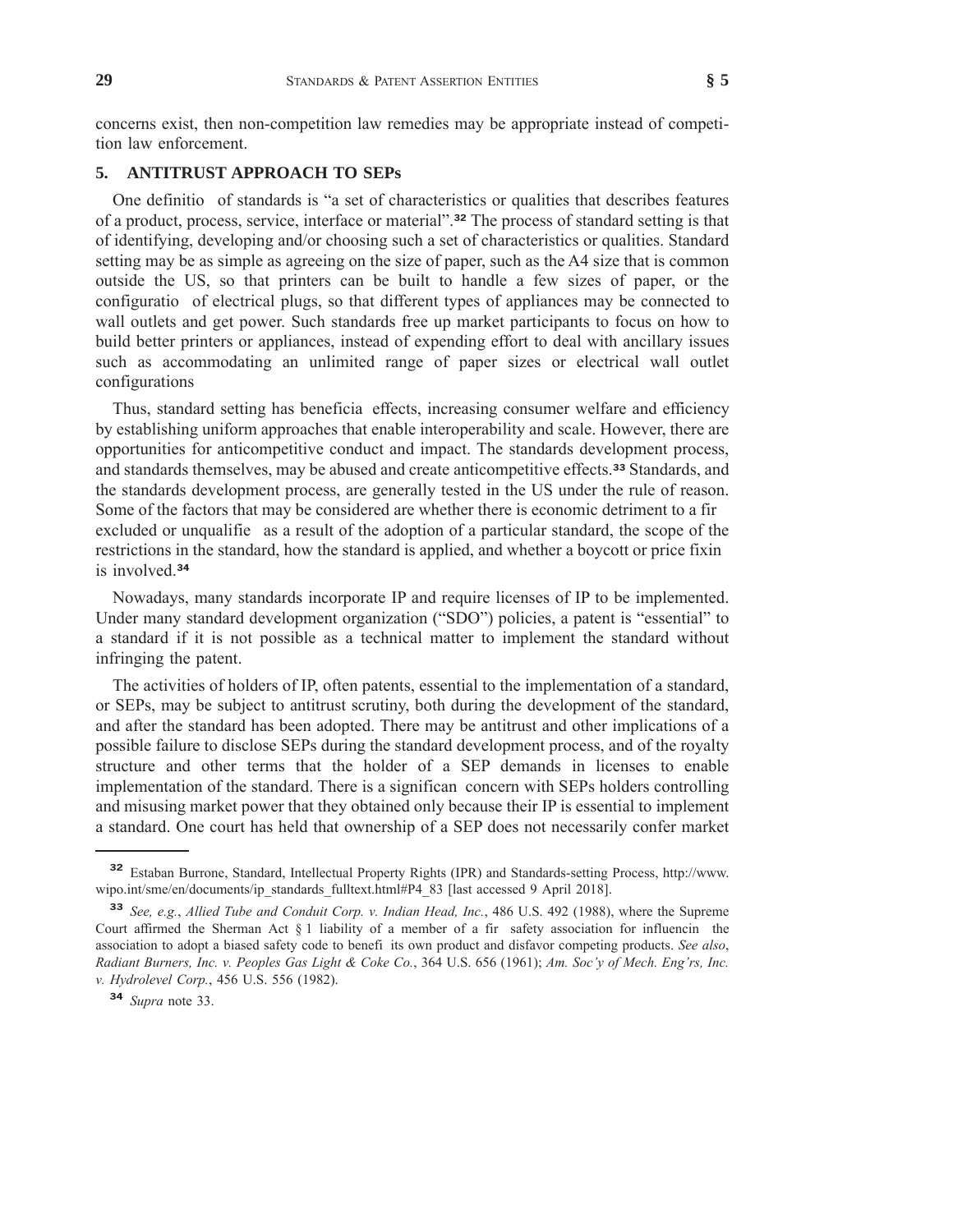concerns exist, then non-competition law remedies may be appropriate instead of competition law enforcement.

## 5. ANTITRUST APPROACH TO SEPs

One definitio of standards is "a set of characteristics or qualities that describes features of a product, process, service, interface or material".[32] The process of standard setting is that of identifying, developing and/or choosing such a set of characteristics or qualities. Standard setting may be as simple as agreeing on the size of paper, such as the A4 size that is common outside the US, so that printers can be built to handle a few sizes of paper, or the configuratio of electrical plugs, so that different types of appliances may be connected to wall outlets and get power. Such standards free up market participants to focus on how to build better printers or appliances, instead of expending effort to deal with ancillary issues such as accommodating an unlimited range of paper sizes or electrical wall outlet configurations

Thus, standard setting has beneficia effects, increasing consumer welfare and efficiency by establishing uniform approaches that enable interoperability and scale. However, there are opportunities for anticompetitive conduct and impact. The standards development process, and standards themselves, may be abused and create anticompetitive effects.[33] Standards, and the standards development process, are generally tested in the US under the rule of reason. Some of the factors that may be considered are whether there is economic detriment to a fir excluded or unqualifie as a result of the adoption of a particular standard, the scope of the restrictions in the standard, how the standard is applied, and whether a boycott or price fixin is involved.[34]

Nowadays, many standards incorporate IP and require licenses of IP to be implemented. Under many standard development organization ("SDO") policies, a patent is "essential" to a standard if it is not possible as a technical matter to implement the standard without infringing the patent.

The activities of holders of IP, often patents, essential to the implementation of a standard, or SEPs, may be subject to antitrust scrutiny, both during the development of the standard, and after the standard has been adopted. There may be antitrust and other implications of a possible failure to disclose SEPs during the standard development process, and of the royalty structure and other terms that the holder of a SEP demands in licenses to enable implementation of the standard. There is a significan concern with SEPs holders controlling and misusing market power that they obtained only because their IP is essential to implement a standard. One court has held that ownership of a SEP does not necessarily confer market

---

[32] Estaban Burrone, Standard, Intellectual Property Rights (IPR) and Standards-setting Process, http://www.wipo.int/sme/en/documents/ip_standards_fulltext.html#P4_83 [last accessed 9 April 2018].

[33] *See, e.g.*, *Allied Tube and Conduit Corp. v. Indian Head, Inc.*, 486 U.S. 492 (1988), where the Supreme Court affirmed the Sherman Act § 1 liability of a member of a fir safety association for influencin the association to adopt a biased safety code to benefi its own product and disfavor competing products. *See also*, *Radiant Burners, Inc. v. Peoples Gas Light & Coke Co.*, 364 U.S. 656 (1961); *Am. Soc'y of Mech. Eng'rs, Inc. v. Hydrolevel Corp.*, 456 U.S. 556 (1982).

[34] *Supra* note 33.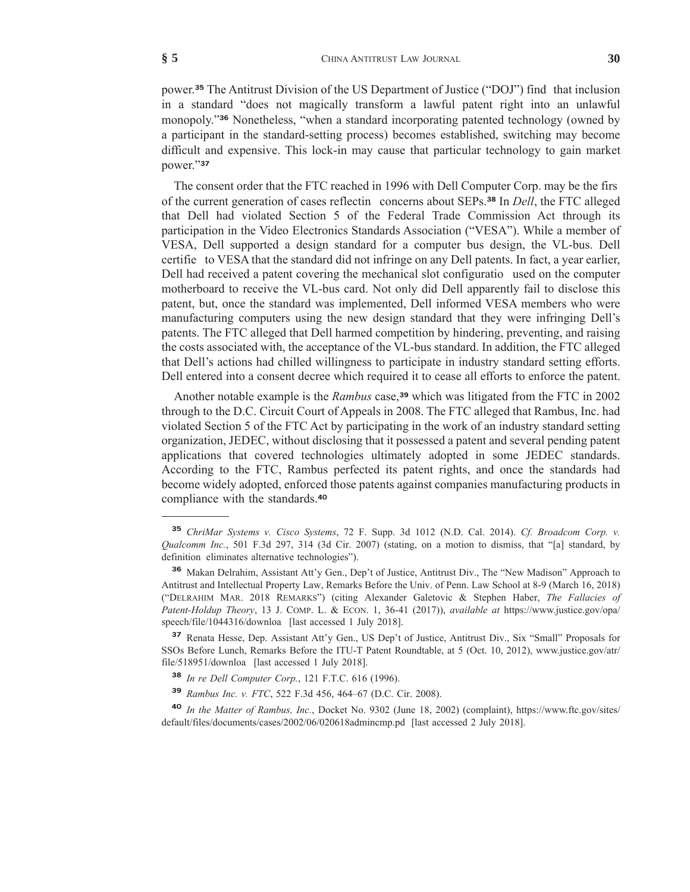power.[35] The Antitrust Division of the US Department of Justice ("DOJ") find that inclusion in a standard "does not magically transform a lawful patent right into an unlawful monopoly."[36] Nonetheless, "when a standard incorporating patented technology (owned by a participant in the standard-setting process) becomes established, switching may become difficult and expensive. This lock-in may cause that particular technology to gain market power."[37]

The consent order that the FTC reached in 1996 with Dell Computer Corp. may be the firs of the current generation of cases reflectin concerns about SEPs.[38] In *Dell*, the FTC alleged that Dell had violated Section 5 of the Federal Trade Commission Act through its participation in the Video Electronics Standards Association ("VESA"). While a member of VESA, Dell supported a design standard for a computer bus design, the VL-bus. Dell certifie to VESA that the standard did not infringe on any Dell patents. In fact, a year earlier, Dell had received a patent covering the mechanical slot configuratio used on the computer motherboard to receive the VL-bus card. Not only did Dell apparently fail to disclose this patent, but, once the standard was implemented, Dell informed VESA members who were manufacturing computers using the new design standard that they were infringing Dell's patents. The FTC alleged that Dell harmed competition by hindering, preventing, and raising the costs associated with, the acceptance of the VL-bus standard. In addition, the FTC alleged that Dell's actions had chilled willingness to participate in industry standard setting efforts. Dell entered into a consent decree which required it to cease all efforts to enforce the patent.

Another notable example is the *Rambus* case,[39] which was litigated from the FTC in 2002 through to the D.C. Circuit Court of Appeals in 2008. The FTC alleged that Rambus, Inc. had violated Section 5 of the FTC Act by participating in the work of an industry standard setting organization, JEDEC, without disclosing that it possessed a patent and several pending patent applications that covered technologies ultimately adopted in some JEDEC standards. According to the FTC, Rambus perfected its patent rights, and once the standards had become widely adopted, enforced those patents against companies manufacturing products in compliance with the standards.[40]

---

[35] *ChriMar Systems v. Cisco Systems*, 72 F. Supp. 3d 1012 (N.D. Cal. 2014). *Cf. Broadcom Corp. v. Qualcomm Inc.*, 501 F.3d 297, 314 (3d Cir. 2007) (stating, on a motion to dismiss, that "[a] standard, by definition eliminates alternative technologies").

[36] Makan Delrahim, Assistant Att'y Gen., Dep't of Justice, Antitrust Div., The "New Madison" Approach to Antitrust and Intellectual Property Law, Remarks Before the Univ. of Penn. Law School at 8-9 (March 16, 2018) ("DELRAHIM MAR. 2018 REMARKS") (citing Alexander Galetovic & Stephen Haber, *The Fallacies of Patent-Holdup Theory*, 13 J. COMP. L. & ECON. 1, 36-41 (2017)), *available at* https://www.justice.gov/opa/speech/file/1044316/downloa [last accessed 1 July 2018].

[37] Renata Hesse, Dep. Assistant Att'y Gen., US Dep't of Justice, Antitrust Div., Six "Small" Proposals for SSOs Before Lunch, Remarks Before the ITU-T Patent Roundtable, at 5 (Oct. 10, 2012), www.justice.gov/atr/file/518951/downloa [last accessed 1 July 2018].

[38] *In re Dell Computer Corp.*, 121 F.T.C. 616 (1996).

[39] *Rambus Inc. v. FTC*, 522 F.3d 456, 464–67 (D.C. Cir. 2008).

[40] *In the Matter of Rambus, Inc.*, Docket No. 9302 (June 18, 2002) (complaint), https://www.ftc.gov/sites/default/files/documents/cases/2002/06/020618admincmp.pd [last accessed 2 July 2018].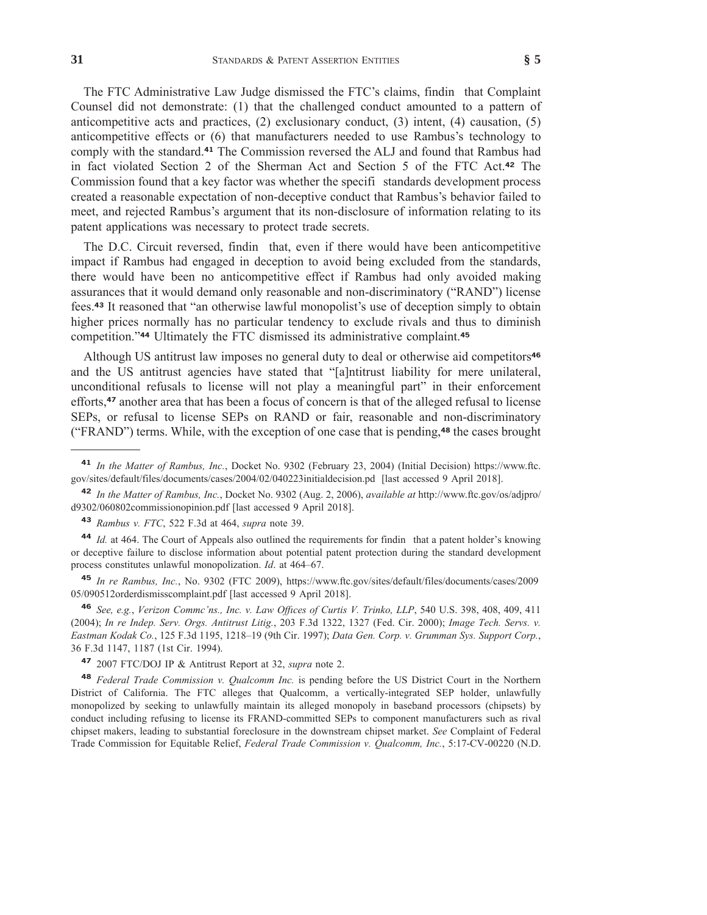The FTC Administrative Law Judge dismissed the FTC's claims, findin that Complaint Counsel did not demonstrate: (1) that the challenged conduct amounted to a pattern of anticompetitive acts and practices, (2) exclusionary conduct, (3) intent, (4) causation, (5) anticompetitive effects or (6) that manufacturers needed to use Rambus's technology to comply with the standard.[41] The Commission reversed the ALJ and found that Rambus had in fact violated Section 2 of the Sherman Act and Section 5 of the FTC Act.[42] The Commission found that a key factor was whether the specifi standards development process created a reasonable expectation of non-deceptive conduct that Rambus's behavior failed to meet, and rejected Rambus's argument that its non-disclosure of information relating to its patent applications was necessary to protect trade secrets.

The D.C. Circuit reversed, findin that, even if there would have been anticompetitive impact if Rambus had engaged in deception to avoid being excluded from the standards, there would have been no anticompetitive effect if Rambus had only avoided making assurances that it would demand only reasonable and non-discriminatory ("RAND") license fees.[43] It reasoned that "an otherwise lawful monopolist's use of deception simply to obtain higher prices normally has no particular tendency to exclude rivals and thus to diminish competition."[44] Ultimately the FTC dismissed its administrative complaint.[45]

Although US antitrust law imposes no general duty to deal or otherwise aid competitors[46] and the US antitrust agencies have stated that "[a]ntitrust liability for mere unilateral, unconditional refusals to license will not play a meaningful part" in their enforcement efforts,[47] another area that has been a focus of concern is that of the alleged refusal to license SEPs, or refusal to license SEPs on RAND or fair, reasonable and non-discriminatory ("FRAND") terms. While, with the exception of one case that is pending,[48] the cases brought

---

[41] *In the Matter of Rambus, Inc.*, Docket No. 9302 (February 23, 2004) (Initial Decision) https://www.ftc.gov/sites/default/files/documents/cases/2004/02/040223initialdecision.pd [last accessed 9 April 2018].

[42] *In the Matter of Rambus, Inc.*, Docket No. 9302 (Aug. 2, 2006), *available at* http://www.ftc.gov/os/adjpro/d9302/060802commissionopinion.pdf [last accessed 9 April 2018].

[43] *Rambus v. FTC*, 522 F.3d at 464, *supra* note 39.

[44] *Id.* at 464. The Court of Appeals also outlined the requirements for findin that a patent holder's knowing or deceptive failure to disclose information about potential patent protection during the standard development process constitutes unlawful monopolization. *Id*. at 464–67.

[45] *In re Rambus, Inc.*, No. 9302 (FTC 2009), https://www.ftc.gov/sites/default/files/documents/cases/2009 05/090512orderdismisscomplaint.pdf [last accessed 9 April 2018].

[46] *See, e.g.*, *Verizon Commc'ns., Inc. v. Law Offices of Curtis V. Trinko, LLP*, 540 U.S. 398, 408, 409, 411 (2004); *In re Indep. Serv. Orgs. Antitrust Litig.*, 203 F.3d 1322, 1327 (Fed. Cir. 2000); *Image Tech. Servs. v. Eastman Kodak Co.*, 125 F.3d 1195, 1218–19 (9th Cir. 1997); *Data Gen. Corp. v. Grumman Sys. Support Corp.*, 36 F.3d 1147, 1187 (1st Cir. 1994).

[47] 2007 FTC/DOJ IP & Antitrust Report at 32, *supra* note 2.

[48] *Federal Trade Commission v. Qualcomm Inc.* is pending before the US District Court in the Northern District of California. The FTC alleges that Qualcomm, a vertically-integrated SEP holder, unlawfully monopolized by seeking to unlawfully maintain its alleged monopoly in baseband processors (chipsets) by conduct including refusing to license its FRAND-committed SEPs to component manufacturers such as rival chipset makers, leading to substantial foreclosure in the downstream chipset market. *See* Complaint of Federal Trade Commission for Equitable Relief, *Federal Trade Commission v. Qualcomm, Inc.*, 5:17-CV-00220 (N.D.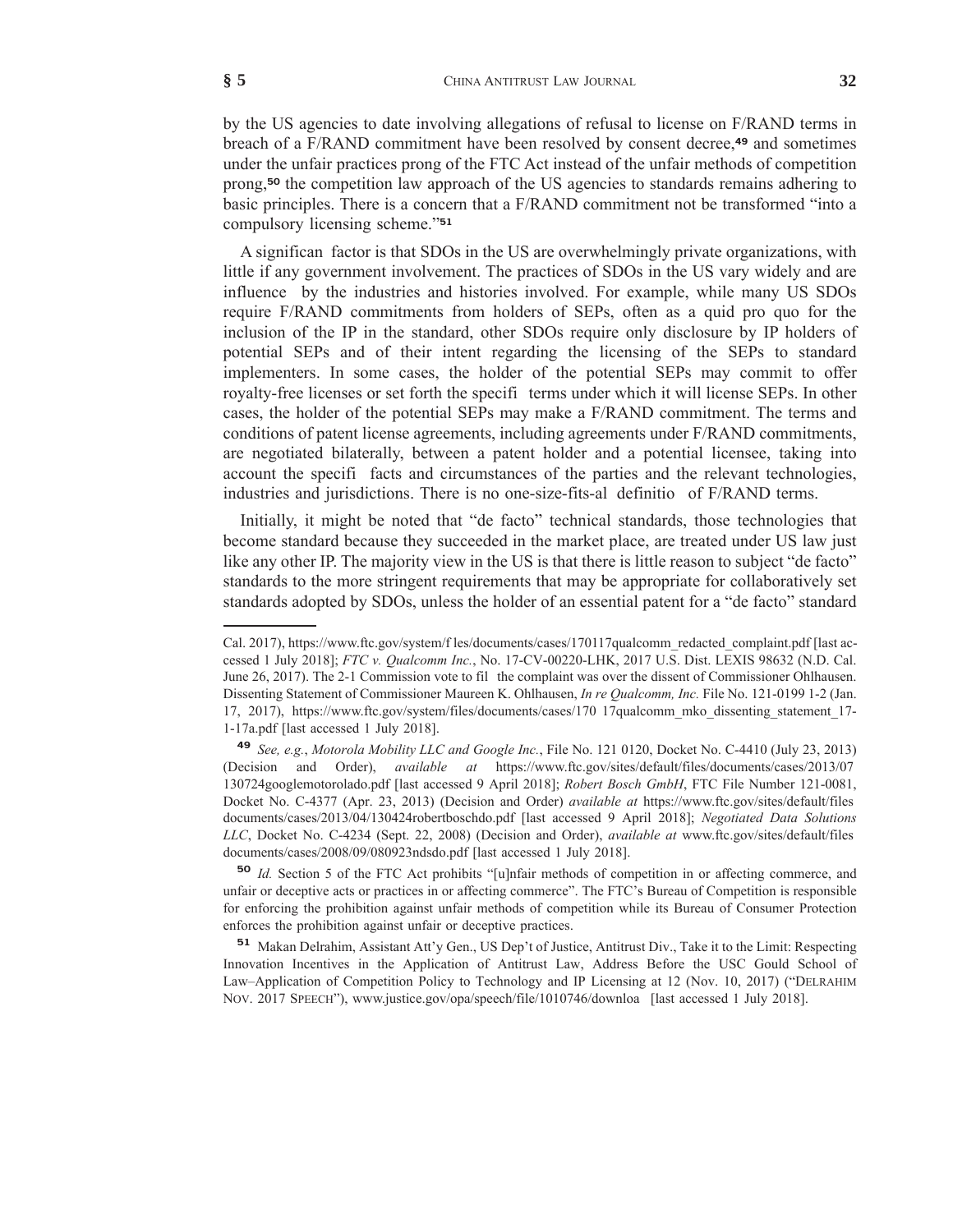by the US agencies to date involving allegations of refusal to license on F/RAND terms in breach of a F/RAND commitment have been resolved by consent decree,[49] and sometimes under the unfair practices prong of the FTC Act instead of the unfair methods of competition prong,[50] the competition law approach of the US agencies to standards remains adhering to basic principles. There is a concern that a F/RAND commitment not be transformed "into a compulsory licensing scheme."[51]

A significan factor is that SDOs in the US are overwhelmingly private organizations, with little if any government involvement. The practices of SDOs in the US vary widely and are influence by the industries and histories involved. For example, while many US SDOs require F/RAND commitments from holders of SEPs, often as a quid pro quo for the inclusion of the IP in the standard, other SDOs require only disclosure by IP holders of potential SEPs and of their intent regarding the licensing of the SEPs to standard implementers. In some cases, the holder of the potential SEPs may commit to offer royalty-free licenses or set forth the specifi terms under which it will license SEPs. In other cases, the holder of the potential SEPs may make a F/RAND commitment. The terms and conditions of patent license agreements, including agreements under F/RAND commitments, are negotiated bilaterally, between a patent holder and a potential licensee, taking into account the specifi facts and circumstances of the parties and the relevant technologies, industries and jurisdictions. There is no one-size-fits-al definitio of F/RAND terms.

Initially, it might be noted that "de facto" technical standards, those technologies that become standard because they succeeded in the market place, are treated under US law just like any other IP. The majority view in the US is that there is little reason to subject "de facto" standards to the more stringent requirements that may be appropriate for collaboratively set standards adopted by SDOs, unless the holder of an essential patent for a "de facto" standard

---

Cal. 2017), https://www.ftc.gov/system/f les/documents/cases/170117qualcomm_redacted_complaint.pdf [last accessed 1 July 2018]; *FTC v. Qualcomm Inc.*, No. 17-CV-00220-LHK, 2017 U.S. Dist. LEXIS 98632 (N.D. Cal. June 26, 2017). The 2-1 Commission vote to fil the complaint was over the dissent of Commissioner Ohlhausen. Dissenting Statement of Commissioner Maureen K. Ohlhausen, *In re Qualcomm, Inc.* File No. 121-0199 1-2 (Jan. 17, 2017), https://www.ftc.gov/system/files/documents/cases/170 17qualcomm_mko_dissenting_statement_17-1-17a.pdf [last accessed 1 July 2018].

[49] *See, e.g.*, *Motorola Mobility LLC and Google Inc.*, File No. 121 0120, Docket No. C-4410 (July 23, 2013) (Decision and Order), *available at* https://www.ftc.gov/sites/default/files/documents/cases/2013/07 130724googlemotorolado.pdf [last accessed 9 April 2018]; *Robert Bosch GmbH*, FTC File Number 121-0081, Docket No. C-4377 (Apr. 23, 2013) (Decision and Order) *available at* https://www.ftc.gov/sites/default/files documents/cases/2013/04/130424robertboschdo.pdf [last accessed 9 April 2018]; *Negotiated Data Solutions LLC*, Docket No. C-4234 (Sept. 22, 2008) (Decision and Order), *available at* www.ftc.gov/sites/default/files documents/cases/2008/09/080923ndsdo.pdf [last accessed 1 July 2018].

[50] *Id.* Section 5 of the FTC Act prohibits "[u]nfair methods of competition in or affecting commerce, and unfair or deceptive acts or practices in or affecting commerce". The FTC's Bureau of Competition is responsible for enforcing the prohibition against unfair methods of competition while its Bureau of Consumer Protection enforces the prohibition against unfair or deceptive practices.

[51] Makan Delrahim, Assistant Att'y Gen., US Dep't of Justice, Antitrust Div., Take it to the Limit: Respecting Innovation Incentives in the Application of Antitrust Law, Address Before the USC Gould School of Law–Application of Competition Policy to Technology and IP Licensing at 12 (Nov. 10, 2017) ("DELRAHIM NOV. 2017 SPEECH"), www.justice.gov/opa/speech/file/1010746/downloa [last accessed 1 July 2018].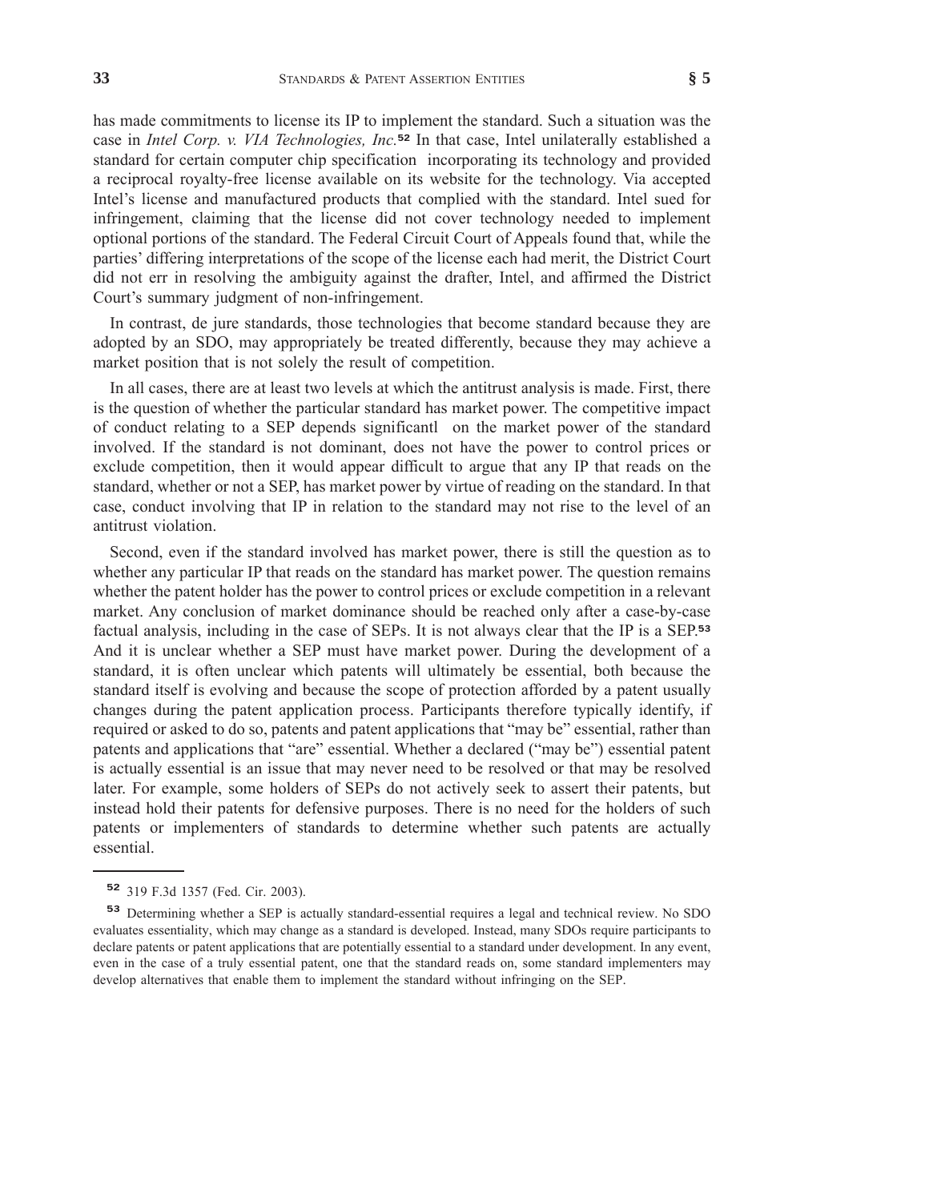has made commitments to license its IP to implement the standard. Such a situation was the case in *Intel Corp. v. VIA Technologies, Inc.*[52] In that case, Intel unilaterally established a standard for certain computer chip specification incorporating its technology and provided a reciprocal royalty-free license available on its website for the technology. Via accepted Intel's license and manufactured products that complied with the standard. Intel sued for infringement, claiming that the license did not cover technology needed to implement optional portions of the standard. The Federal Circuit Court of Appeals found that, while the parties' differing interpretations of the scope of the license each had merit, the District Court did not err in resolving the ambiguity against the drafter, Intel, and affirmed the District Court's summary judgment of non-infringement.

In contrast, de jure standards, those technologies that become standard because they are adopted by an SDO, may appropriately be treated differently, because they may achieve a market position that is not solely the result of competition.

In all cases, there are at least two levels at which the antitrust analysis is made. First, there is the question of whether the particular standard has market power. The competitive impact of conduct relating to a SEP depends significantl on the market power of the standard involved. If the standard is not dominant, does not have the power to control prices or exclude competition, then it would appear difficult to argue that any IP that reads on the standard, whether or not a SEP, has market power by virtue of reading on the standard. In that case, conduct involving that IP in relation to the standard may not rise to the level of an antitrust violation.

Second, even if the standard involved has market power, there is still the question as to whether any particular IP that reads on the standard has market power. The question remains whether the patent holder has the power to control prices or exclude competition in a relevant market. Any conclusion of market dominance should be reached only after a case-by-case factual analysis, including in the case of SEPs. It is not always clear that the IP is a SEP.[53] And it is unclear whether a SEP must have market power. During the development of a standard, it is often unclear which patents will ultimately be essential, both because the standard itself is evolving and because the scope of protection afforded by a patent usually changes during the patent application process. Participants therefore typically identify, if required or asked to do so, patents and patent applications that "may be" essential, rather than patents and applications that "are" essential. Whether a declared ("may be") essential patent is actually essential is an issue that may never need to be resolved or that may be resolved later. For example, some holders of SEPs do not actively seek to assert their patents, but instead hold their patents for defensive purposes. There is no need for the holders of such patents or implementers of standards to determine whether such patents are actually essential.

---

[52] 319 F.3d 1357 (Fed. Cir. 2003).

[53] Determining whether a SEP is actually standard-essential requires a legal and technical review. No SDO evaluates essentiality, which may change as a standard is developed. Instead, many SDOs require participants to declare patents or patent applications that are potentially essential to a standard under development. In any event, even in the case of a truly essential patent, one that the standard reads on, some standard implementers may develop alternatives that enable them to implement the standard without infringing on the SEP.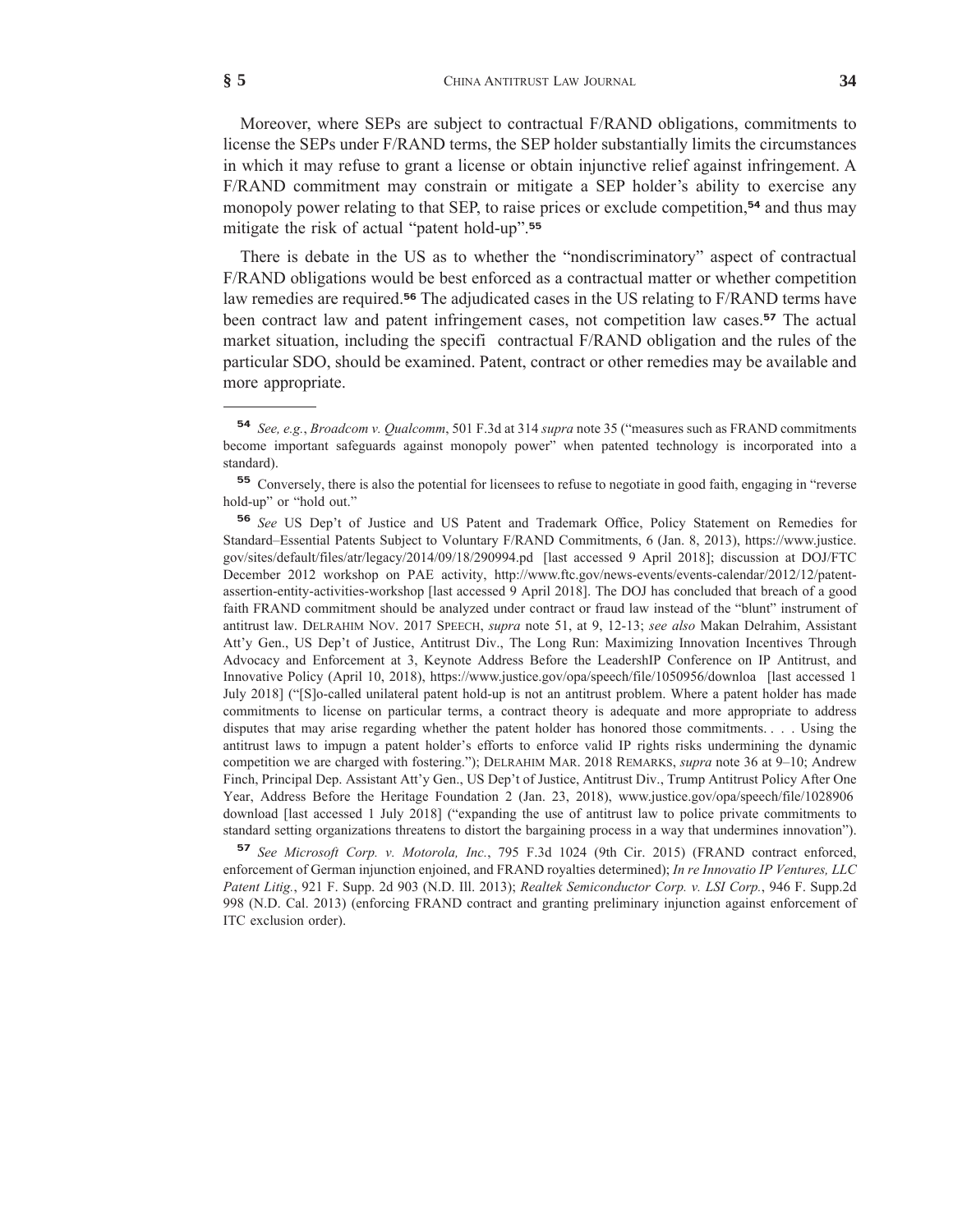Moreover, where SEPs are subject to contractual F/RAND obligations, commitments to license the SEPs under F/RAND terms, the SEP holder substantially limits the circumstances in which it may refuse to grant a license or obtain injunctive relief against infringement. A F/RAND commitment may constrain or mitigate a SEP holder's ability to exercise any monopoly power relating to that SEP, to raise prices or exclude competition,[54] and thus may mitigate the risk of actual "patent hold-up".[55]

There is debate in the US as to whether the "nondiscriminatory" aspect of contractual F/RAND obligations would be best enforced as a contractual matter or whether competition law remedies are required.[56] The adjudicated cases in the US relating to F/RAND terms have been contract law and patent infringement cases, not competition law cases.[57] The actual market situation, including the specifi contractual F/RAND obligation and the rules of the particular SDO, should be examined. Patent, contract or other remedies may be available and more appropriate.

---

[54] *See, e.g.*, *Broadcom v. Qualcomm*, 501 F.3d at 314 *supra* note 35 ("measures such as FRAND commitments become important safeguards against monopoly power" when patented technology is incorporated into a standard).

[55] Conversely, there is also the potential for licensees to refuse to negotiate in good faith, engaging in "reverse hold-up" or "hold out."

[56] *See* US Dep't of Justice and US Patent and Trademark Office, Policy Statement on Remedies for Standard–Essential Patents Subject to Voluntary F/RAND Commitments, 6 (Jan. 8, 2013), https://www.justice.gov/sites/default/files/atr/legacy/2014/09/18/290994.pd [last accessed 9 April 2018]; discussion at DOJ/FTC December 2012 workshop on PAE activity, http://www.ftc.gov/news-events/events-calendar/2012/12/patent-assertion-entity-activities-workshop [last accessed 9 April 2018]. The DOJ has concluded that breach of a good faith FRAND commitment should be analyzed under contract or fraud law instead of the "blunt" instrument of antitrust law. DELRAHIM NOV. 2017 SPEECH, *supra* note 51, at 9, 12-13; *see also* Makan Delrahim, Assistant Att'y Gen., US Dep't of Justice, Antitrust Div., The Long Run: Maximizing Innovation Incentives Through Advocacy and Enforcement at 3, Keynote Address Before the LeadershIP Conference on IP Antitrust, and Innovative Policy (April 10, 2018), https://www.justice.gov/opa/speech/file/1050956/downloa [last accessed 1 July 2018] ("[S]o-called unilateral patent hold-up is not an antitrust problem. Where a patent holder has made commitments to license on particular terms, a contract theory is adequate and more appropriate to address disputes that may arise regarding whether the patent holder has honored those commitments. . . . Using the antitrust laws to impugn a patent holder's efforts to enforce valid IP rights risks undermining the dynamic competition we are charged with fostering."); DELRAHIM MAR. 2018 REMARKS, *supra* note 36 at 9–10; Andrew Finch, Principal Dep. Assistant Att'y Gen., US Dep't of Justice, Antitrust Div., Trump Antitrust Policy After One Year, Address Before the Heritage Foundation 2 (Jan. 23, 2018), www.justice.gov/opa/speech/file/1028906 download [last accessed 1 July 2018] ("expanding the use of antitrust law to police private commitments to standard setting organizations threatens to distort the bargaining process in a way that undermines innovation").

[57] *See Microsoft Corp. v. Motorola, Inc.*, 795 F.3d 1024 (9th Cir. 2015) (FRAND contract enforced, enforcement of German injunction enjoined, and FRAND royalties determined); *In re Innovatio IP Ventures, LLC Patent Litig.*, 921 F. Supp. 2d 903 (N.D. Ill. 2013); *Realtek Semiconductor Corp. v. LSI Corp.*, 946 F. Supp.2d 998 (N.D. Cal. 2013) (enforcing FRAND contract and granting preliminary injunction against enforcement of ITC exclusion order).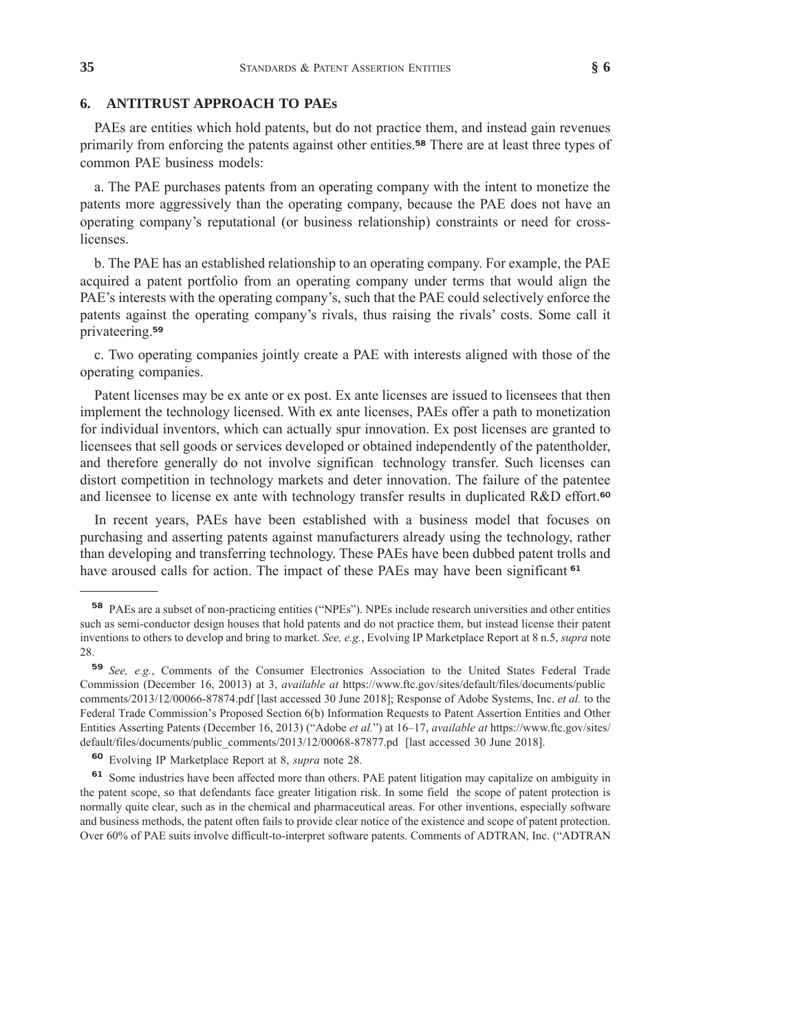## 6. ANTITRUST APPROACH TO PAEs

PAEs are entities which hold patents, but do not practice them, and instead gain revenues primarily from enforcing the patents against other entities.[58] There are at least three types of common PAE business models:

a. The PAE purchases patents from an operating company with the intent to monetize the patents more aggressively than the operating company, because the PAE does not have an operating company's reputational (or business relationship) constraints or need for cross-licenses.

b. The PAE has an established relationship to an operating company. For example, the PAE acquired a patent portfolio from an operating company under terms that would align the PAE's interests with the operating company's, such that the PAE could selectively enforce the patents against the operating company's rivals, thus raising the rivals' costs. Some call it privateering.[59]

c. Two operating companies jointly create a PAE with interests aligned with those of the operating companies.

Patent licenses may be ex ante or ex post. Ex ante licenses are issued to licensees that then implement the technology licensed. With ex ante licenses, PAEs offer a path to monetization for individual inventors, which can actually spur innovation. Ex post licenses are granted to licensees that sell goods or services developed or obtained independently of the patentholder, and therefore generally do not involve significan technology transfer. Such licenses can distort competition in technology markets and deter innovation. The failure of the patentee and licensee to license ex ante with technology transfer results in duplicated R&D effort.[60]

In recent years, PAEs have been established with a business model that focuses on purchasing and asserting patents against manufacturers already using the technology, rather than developing and transferring technology. These PAEs have been dubbed patent trolls and have aroused calls for action. The impact of these PAEs may have been significant[61]

---

[58] PAEs are a subset of non-practicing entities ("NPEs"). NPEs include research universities and other entities such as semi-conductor design houses that hold patents and do not practice them, but instead license their patent inventions to others to develop and bring to market. *See, e.g.*, Evolving IP Marketplace Report at 8 n.5, *supra* note 28.

[59] *See, e.g.*, Comments of the Consumer Electronics Association to the United States Federal Trade Commission (December 16, 20013) at 3, *available at* https://www.ftc.gov/sites/default/files/documents/public comments/2013/12/00066-87874.pdf [last accessed 30 June 2018]; Response of Adobe Systems, Inc. *et al.* to the Federal Trade Commission's Proposed Section 6(b) Information Requests to Patent Assertion Entities and Other Entities Asserting Patents (December 16, 2013) ("Adobe *et al.*") at 16–17, *available at* https://www.ftc.gov/sites/default/files/documents/public_comments/2013/12/00068-87877.pd [last accessed 30 June 2018].

[60] Evolving IP Marketplace Report at 8, *supra* note 28.

[61] Some industries have been affected more than others. PAE patent litigation may capitalize on ambiguity in the patent scope, so that defendants face greater litigation risk. In some field the scope of patent protection is normally quite clear, such as in the chemical and pharmaceutical areas. For other inventions, especially software and business methods, the patent often fails to provide clear notice of the existence and scope of patent protection. Over 60% of PAE suits involve difficult-to-interpret software patents. Comments of ADTRAN, Inc. ("ADTRAN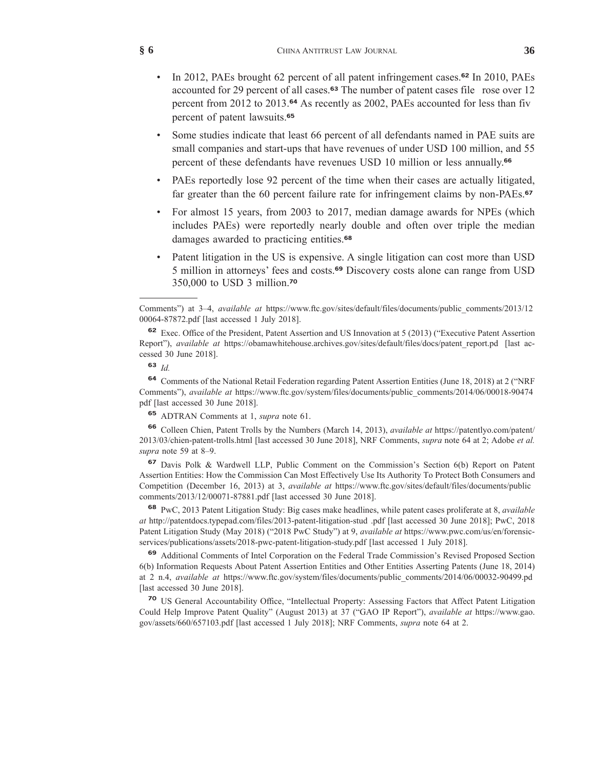- In 2012, PAEs brought 62 percent of all patent infringement cases.[62] In 2010, PAEs accounted for 29 percent of all cases.[63] The number of patent cases file rose over 12 percent from 2012 to 2013.[64] As recently as 2002, PAEs accounted for less than fiv percent of patent lawsuits.[65]
- Some studies indicate that least 66 percent of all defendants named in PAE suits are small companies and start-ups that have revenues of under USD 100 million, and 55 percent of these defendants have revenues USD 10 million or less annually.[66]
- PAEs reportedly lose 92 percent of the time when their cases are actually litigated, far greater than the 60 percent failure rate for infringement claims by non-PAEs.[67]
- For almost 15 years, from 2003 to 2017, median damage awards for NPEs (which includes PAEs) were reportedly nearly double and often over triple the median damages awarded to practicing entities.[68]
- Patent litigation in the US is expensive. A single litigation can cost more than USD 5 million in attorneys' fees and costs.[69] Discovery costs alone can range from USD 350,000 to USD 3 million.[70]

---

Comments") at 3–4, *available at* https://www.ftc.gov/sites/default/files/documents/public_comments/2013/12 00064-87872.pdf [last accessed 1 July 2018].

[62] Exec. Office of the President, Patent Assertion and US Innovation at 5 (2013) ("Executive Patent Assertion Report"), *available at* https://obamawhitehouse.archives.gov/sites/default/files/docs/patent_report.pd [last accessed 30 June 2018].

[63] *Id.*

[64] Comments of the National Retail Federation regarding Patent Assertion Entities (June 18, 2018) at 2 ("NRF Comments"), *available at* https://www.ftc.gov/system/files/documents/public_comments/2014/06/00018-90474 pdf [last accessed 30 June 2018].

[65] ADTRAN Comments at 1, *supra* note 61.

[66] Colleen Chien, Patent Trolls by the Numbers (March 14, 2013), *available at* https://patentlyo.com/patent/2013/03/chien-patent-trolls.html [last accessed 30 June 2018], NRF Comments, *supra* note 64 at 2; Adobe *et al. supra* note 59 at 8–9.

[67] Davis Polk & Wardwell LLP, Public Comment on the Commission's Section 6(b) Report on Patent Assertion Entities: How the Commission Can Most Effectively Use Its Authority To Protect Both Consumers and Competition (December 16, 2013) at 3, *available at* https://www.ftc.gov/sites/default/files/documents/public comments/2013/12/00071-87881.pdf [last accessed 30 June 2018].

[68] PwC, 2013 Patent Litigation Study: Big cases make headlines, while patent cases proliferate at 8, *available at* http://patentdocs.typepad.com/files/2013-patent-litigation-stud .pdf [last accessed 30 June 2018]; PwC, 2018 Patent Litigation Study (May 2018) ("2018 PwC Study") at 9, *available at* https://www.pwc.com/us/en/forensic-services/publications/assets/2018-pwc-patent-litigation-study.pdf [last accessed 1 July 2018].

[69] Additional Comments of Intel Corporation on the Federal Trade Commission's Revised Proposed Section 6(b) Information Requests About Patent Assertion Entities and Other Entities Asserting Patents (June 18, 2014) at 2 n.4, *available at* https://www.ftc.gov/system/files/documents/public_comments/2014/06/00032-90499.pd [last accessed 30 June 2018].

[70] US General Accountability Office, "Intellectual Property: Assessing Factors that Affect Patent Litigation Could Help Improve Patent Quality" (August 2013) at 37 ("GAO IP Report"), *available at* https://www.gao.gov/assets/660/657103.pdf [last accessed 1 July 2018]; NRF Comments, *supra* note 64 at 2.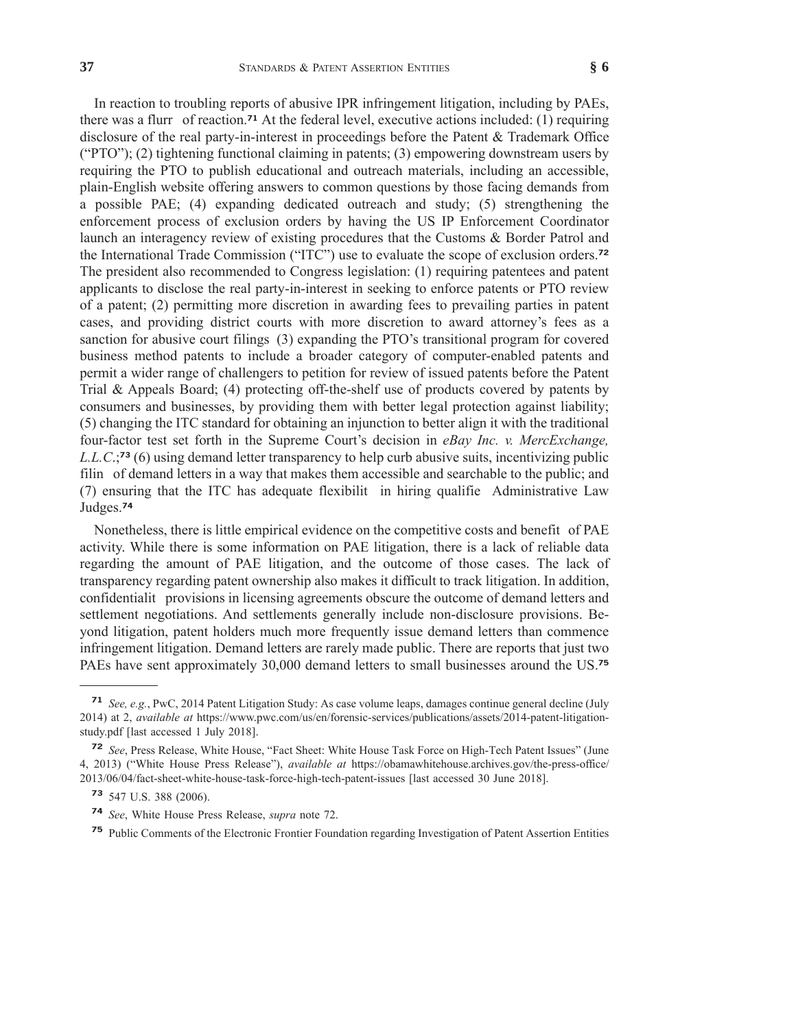In reaction to troubling reports of abusive IPR infringement litigation, including by PAEs, there was a flurr of reaction.[71] At the federal level, executive actions included: (1) requiring disclosure of the real party-in-interest in proceedings before the Patent & Trademark Office ("PTO"); (2) tightening functional claiming in patents; (3) empowering downstream users by requiring the PTO to publish educational and outreach materials, including an accessible, plain-English website offering answers to common questions by those facing demands from a possible PAE; (4) expanding dedicated outreach and study; (5) strengthening the enforcement process of exclusion orders by having the US IP Enforcement Coordinator launch an interagency review of existing procedures that the Customs & Border Patrol and the International Trade Commission ("ITC") use to evaluate the scope of exclusion orders.[72] The president also recommended to Congress legislation: (1) requiring patentees and patent applicants to disclose the real party-in-interest in seeking to enforce patents or PTO review of a patent; (2) permitting more discretion in awarding fees to prevailing parties in patent cases, and providing district courts with more discretion to award attorney's fees as a sanction for abusive court filings (3) expanding the PTO's transitional program for covered business method patents to include a broader category of computer-enabled patents and permit a wider range of challengers to petition for review of issued patents before the Patent Trial & Appeals Board; (4) protecting off-the-shelf use of products covered by patents by consumers and businesses, by providing them with better legal protection against liability; (5) changing the ITC standard for obtaining an injunction to better align it with the traditional four-factor test set forth in the Supreme Court's decision in *eBay Inc. v. MercExchange, L.L.C.*;[73] (6) using demand letter transparency to help curb abusive suits, incentivizing public filin of demand letters in a way that makes them accessible and searchable to the public; and (7) ensuring that the ITC has adequate flexibilit in hiring qualifie Administrative Law Judges.[74]

Nonetheless, there is little empirical evidence on the competitive costs and benefit of PAE activity. While there is some information on PAE litigation, there is a lack of reliable data regarding the amount of PAE litigation, and the outcome of those cases. The lack of transparency regarding patent ownership also makes it difficult to track litigation. In addition, confidentialit provisions in licensing agreements obscure the outcome of demand letters and settlement negotiations. And settlements generally include non-disclosure provisions. Beyond litigation, patent holders much more frequently issue demand letters than commence infringement litigation. Demand letters are rarely made public. There are reports that just two PAEs have sent approximately 30,000 demand letters to small businesses around the US.[75]

---

[71] *See, e.g.*, PwC, 2014 Patent Litigation Study: As case volume leaps, damages continue general decline (July 2014) at 2, *available at* https://www.pwc.com/us/en/forensic-services/publications/assets/2014-patent-litigation-study.pdf [last accessed 1 July 2018].

[72] *See*, Press Release, White House, "Fact Sheet: White House Task Force on High-Tech Patent Issues" (June 4, 2013) ("White House Press Release"), *available at* https://obamawhitehouse.archives.gov/the-press-office/2013/06/04/fact-sheet-white-house-task-force-high-tech-patent-issues [last accessed 30 June 2018].

[73] 547 U.S. 388 (2006).

[74] *See*, White House Press Release, *supra* note 72.

[75] Public Comments of the Electronic Frontier Foundation regarding Investigation of Patent Assertion Entities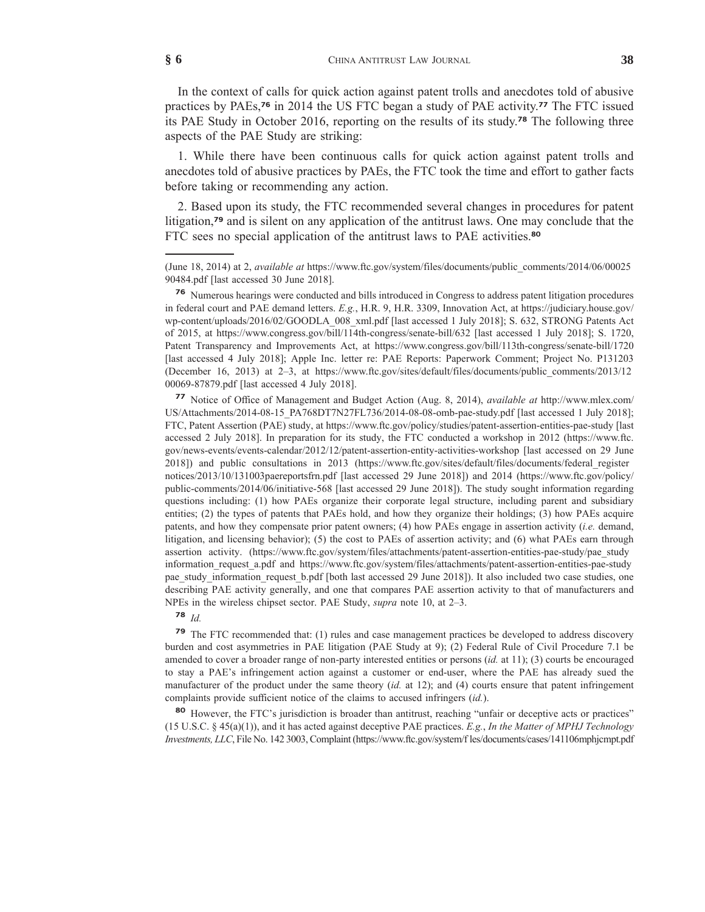In the context of calls for quick action against patent trolls and anecdotes told of abusive practices by PAEs,[76] in 2014 the US FTC began a study of PAE activity.[77] The FTC issued its PAE Study in October 2016, reporting on the results of its study.[78] The following three aspects of the PAE Study are striking:

1. While there have been continuous calls for quick action against patent trolls and anecdotes told of abusive practices by PAEs, the FTC took the time and effort to gather facts before taking or recommending any action.

2. Based upon its study, the FTC recommended several changes in procedures for patent litigation,[79] and is silent on any application of the antitrust laws. One may conclude that the FTC sees no special application of the antitrust laws to PAE activities.[80]

---

(June 18, 2014) at 2, *available at* https://www.ftc.gov/system/files/documents/public_comments/2014/06/0002590484.pdf [last accessed 30 June 2018].

[76] Numerous hearings were conducted and bills introduced in Congress to address patent litigation procedures in federal court and PAE demand letters. *E.g.*, H.R. 9, H.R. 3309, Innovation Act, at https://judiciary.house.gov/wp-content/uploads/2016/02/GOODLA_008_xml.pdf [last accessed 1 July 2018]; S. 632, STRONG Patents Act of 2015, at https://www.congress.gov/bill/114th-congress/senate-bill/632 [last accessed 1 July 2018]; S. 1720, Patent Transparency and Improvements Act, at https://www.congress.gov/bill/113th-congress/senate-bill/1720 [last accessed 4 July 2018]; Apple Inc. letter re: PAE Reports: Paperwork Comment; Project No. P131203 (December 16, 2013) at 2–3, at https://www.ftc.gov/sites/default/files/documents/public_comments/2013/1200069-87879.pdf [last accessed 4 July 2018].

[77] Notice of Office of Management and Budget Action (Aug. 8, 2014), *available at* http://www.mlex.com/US/Attachments/2014-08-15_PA768DT7N27FL736/2014-08-08-omb-pae-study.pdf [last accessed 1 July 2018]; FTC, Patent Assertion (PAE) study, at https://www.ftc.gov/policy/studies/patent-assertion-entities-pae-study [last accessed 2 July 2018]. In preparation for its study, the FTC conducted a workshop in 2012 (https://www.ftc.gov/news-events/events-calendar/2012/12/patent-assertion-entity-activities-workshop [last accessed on 29 June 2018]) and public consultations in 2013 (https://www.ftc.gov/sites/default/files/documents/federal_register notices/2013/10/131003paereportsfrn.pdf [last accessed 29 June 2018]) and 2014 (https://www.ftc.gov/policy/public-comments/2014/06/initiative-568 [last accessed 29 June 2018]). The study sought information regarding questions including: (1) how PAEs organize their corporate legal structure, including parent and subsidiary entities; (2) the types of patents that PAEs hold, and how they organize their holdings; (3) how PAEs acquire patents, and how they compensate prior patent owners; (4) how PAEs engage in assertion activity (*i.e.* demand, litigation, and licensing behavior); (5) the cost to PAEs of assertion activity; and (6) what PAEs earn through assertion activity. (https://www.ftc.gov/system/files/attachments/patent-assertion-entities-pae-study/pae_study information_request_a.pdf and https://www.ftc.gov/system/files/attachments/patent-assertion-entities-pae-study pae_study_information_request_b.pdf [both last accessed 29 June 2018]). It also included two case studies, one describing PAE activity generally, and one that compares PAE assertion activity to that of manufacturers and NPEs in the wireless chipset sector. PAE Study, *supra* note 10, at 2–3.

[78] *Id.*

[79] The FTC recommended that: (1) rules and case management practices be developed to address discovery burden and cost asymmetries in PAE litigation (PAE Study at 9); (2) Federal Rule of Civil Procedure 7.1 be amended to cover a broader range of non-party interested entities or persons (*id.* at 11); (3) courts be encouraged to stay a PAE's infringement action against a customer or end-user, where the PAE has already sued the manufacturer of the product under the same theory (*id.* at 12); and (4) courts ensure that patent infringement complaints provide sufficient notice of the claims to accused infringers (*id.*).

[80] However, the FTC's jurisdiction is broader than antitrust, reaching "unfair or deceptive acts or practices" (15 U.S.C. § 45(a)(1)), and it has acted against deceptive PAE practices. *E.g.*, *In the Matter of MPHJ Technology Investments, LLC*, File No. 142 3003, Complaint (https://www.ftc.gov/system/f les/documents/cases/141106mphjcmpt.pdf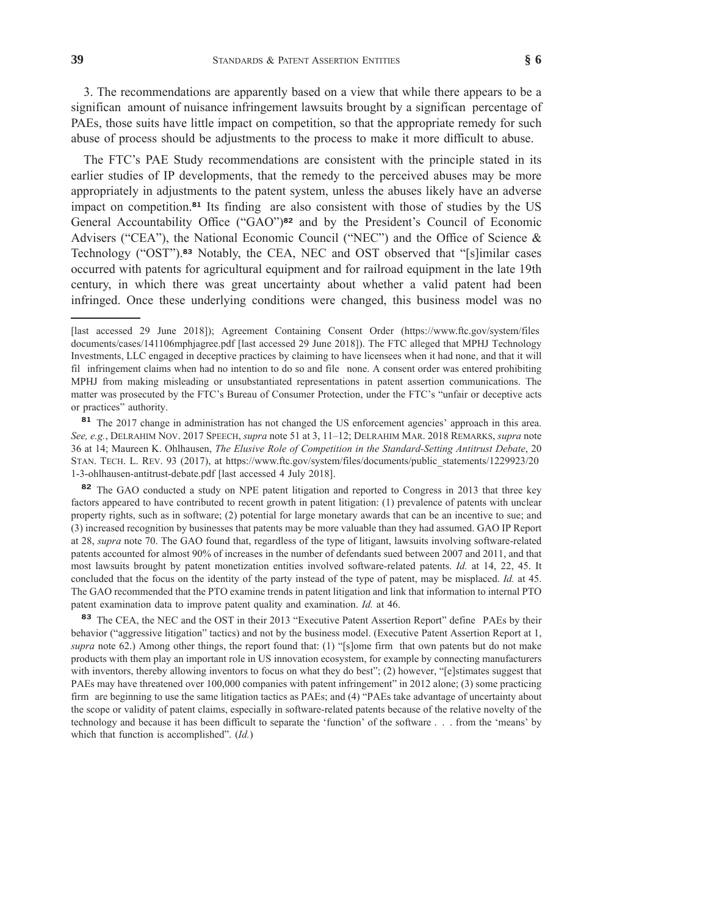3. The recommendations are apparently based on a view that while there appears to be a significan amount of nuisance infringement lawsuits brought by a significan percentage of PAEs, those suits have little impact on competition, so that the appropriate remedy for such abuse of process should be adjustments to the process to make it more difficult to abuse.

The FTC's PAE Study recommendations are consistent with the principle stated in its earlier studies of IP developments, that the remedy to the perceived abuses may be more appropriately in adjustments to the patent system, unless the abuses likely have an adverse impact on competition.[81] Its finding are also consistent with those of studies by the US General Accountability Office ("GAO")[82] and by the President's Council of Economic Advisers ("CEA"), the National Economic Council ("NEC") and the Office of Science & Technology ("OST").[83] Notably, the CEA, NEC and OST observed that "[s]imilar cases occurred with patents for agricultural equipment and for railroad equipment in the late 19th century, in which there was great uncertainty about whether a valid patent had been infringed. Once these underlying conditions were changed, this business model was no

---

[last accessed 29 June 2018]); Agreement Containing Consent Order (https://www.ftc.gov/system/files documents/cases/141106mphjagree.pdf [last accessed 29 June 2018]). The FTC alleged that MPHJ Technology Investments, LLC engaged in deceptive practices by claiming to have licensees when it had none, and that it will fil infringement claims when had no intention to do so and file none. A consent order was entered prohibiting MPHJ from making misleading or unsubstantiated representations in patent assertion communications. The matter was prosecuted by the FTC's Bureau of Consumer Protection, under the FTC's "unfair or deceptive acts or practices" authority.

[81] The 2017 change in administration has not changed the US enforcement agencies' approach in this area. *See, e.g.*, Delrahim Nov. 2017 Speech, *supra* note 51 at 3, 11–12; Delrahim Mar. 2018 Remarks, *supra* note 36 at 14; Maureen K. Ohlhausen, *The Elusive Role of Competition in the Standard-Setting Antitrust Debate*, 20 Stan. Tech. L. Rev. 93 (2017), at https://www.ftc.gov/system/files/documents/public_statements/1229923/20 1-3-ohlhausen-antitrust-debate.pdf [last accessed 4 July 2018].

[82] The GAO conducted a study on NPE patent litigation and reported to Congress in 2013 that three key factors appeared to have contributed to recent growth in patent litigation: (1) prevalence of patents with unclear property rights, such as in software; (2) potential for large monetary awards that can be an incentive to sue; and (3) increased recognition by businesses that patents may be more valuable than they had assumed. GAO IP Report at 28, *supra* note 70. The GAO found that, regardless of the type of litigant, lawsuits involving software-related patents accounted for almost 90% of increases in the number of defendants sued between 2007 and 2011, and that most lawsuits brought by patent monetization entities involved software-related patents. *Id.* at 14, 22, 45. It concluded that the focus on the identity of the party instead of the type of patent, may be misplaced. *Id.* at 45. The GAO recommended that the PTO examine trends in patent litigation and link that information to internal PTO patent examination data to improve patent quality and examination. *Id.* at 46.

[83] The CEA, the NEC and the OST in their 2013 "Executive Patent Assertion Report" define PAEs by their behavior ("aggressive litigation" tactics) and not by the business model. (Executive Patent Assertion Report at 1, *supra* note 62.) Among other things, the report found that: (1) "[s]ome firm that own patents but do not make products with them play an important role in US innovation ecosystem, for example by connecting manufacturers with inventors, thereby allowing inventors to focus on what they do best"; (2) however, "[e]stimates suggest that PAEs may have threatened over 100,000 companies with patent infringement" in 2012 alone; (3) some practicing firm are beginning to use the same litigation tactics as PAEs; and (4) "PAEs take advantage of uncertainty about the scope or validity of patent claims, especially in software-related patents because of the relative novelty of the technology and because it has been difficult to separate the 'function' of the software . . . from the 'means' by which that function is accomplished". (*Id.*)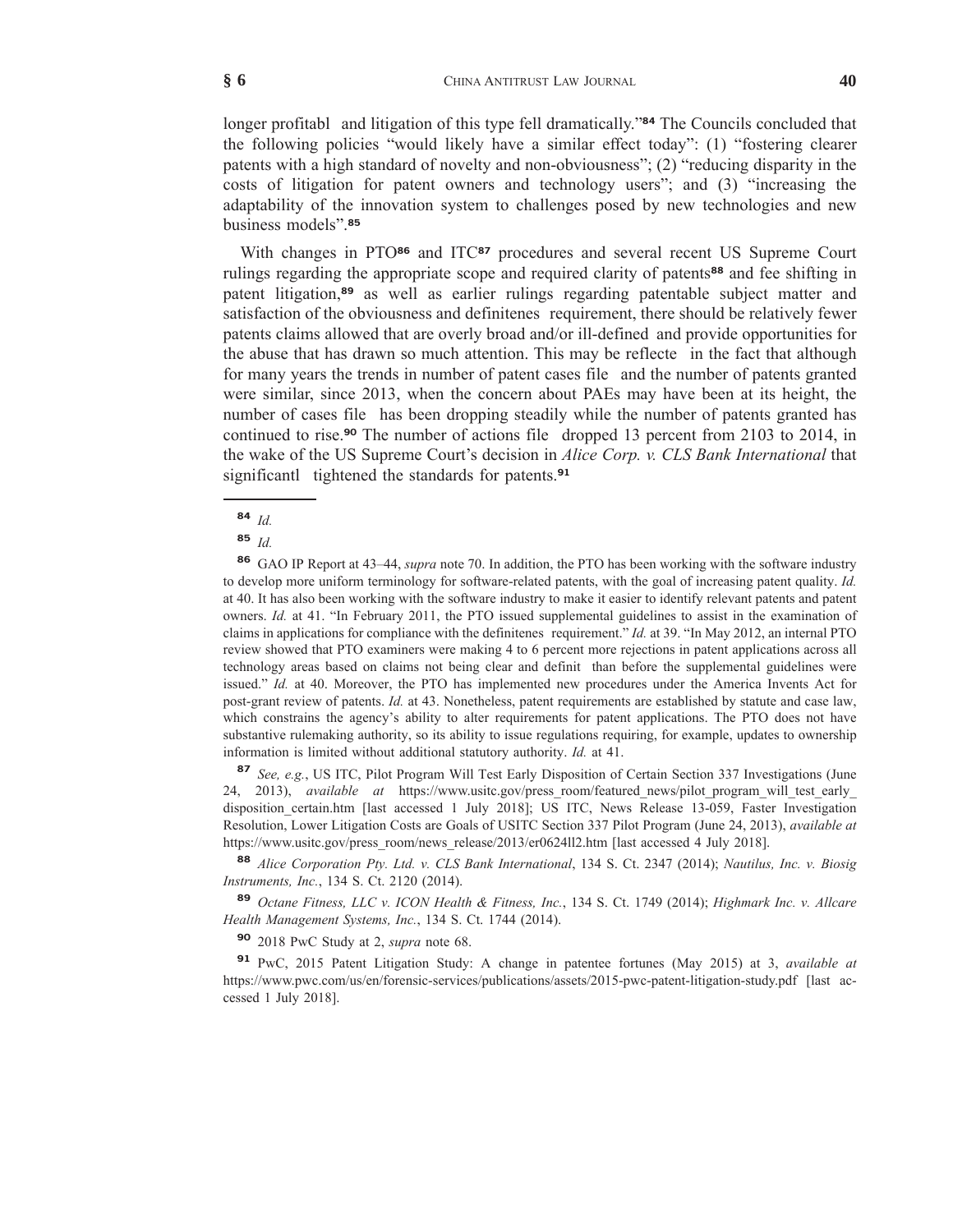longer profitabl and litigation of this type fell dramatically."[84] The Councils concluded that the following policies "would likely have a similar effect today": (1) "fostering clearer patents with a high standard of novelty and non-obviousness"; (2) "reducing disparity in the costs of litigation for patent owners and technology users"; and (3) "increasing the adaptability of the innovation system to challenges posed by new technologies and new business models".[85]

With changes in PTO[86] and ITC[87] procedures and several recent US Supreme Court rulings regarding the appropriate scope and required clarity of patents[88] and fee shifting in patent litigation,[89] as well as earlier rulings regarding patentable subject matter and satisfaction of the obviousness and definitenes requirement, there should be relatively fewer patents claims allowed that are overly broad and/or ill-defined and provide opportunities for the abuse that has drawn so much attention. This may be reflecte in the fact that although for many years the trends in number of patent cases file and the number of patents granted were similar, since 2013, when the concern about PAEs may have been at its height, the number of cases file has been dropping steadily while the number of patents granted has continued to rise.[90] The number of actions file dropped 13 percent from 2103 to 2014, in the wake of the US Supreme Court's decision in *Alice Corp. v. CLS Bank International* that significantl tightened the standards for patents.[91]

---

[84] *Id.*

[85] *Id.*

[86] GAO IP Report at 43–44, *supra* note 70. In addition, the PTO has been working with the software industry to develop more uniform terminology for software-related patents, with the goal of increasing patent quality. *Id.* at 40. It has also been working with the software industry to make it easier to identify relevant patents and patent owners. *Id.* at 41. "In February 2011, the PTO issued supplemental guidelines to assist in the examination of claims in applications for compliance with the definitenes requirement." *Id.* at 39. "In May 2012, an internal PTO review showed that PTO examiners were making 4 to 6 percent more rejections in patent applications across all technology areas based on claims not being clear and definit than before the supplemental guidelines were issued." *Id.* at 40. Moreover, the PTO has implemented new procedures under the America Invents Act for post-grant review of patents. *Id.* at 43. Nonetheless, patent requirements are established by statute and case law, which constrains the agency's ability to alter requirements for patent applications. The PTO does not have substantive rulemaking authority, so its ability to issue regulations requiring, for example, updates to ownership information is limited without additional statutory authority. *Id.* at 41.

[87] *See, e.g.*, US ITC, Pilot Program Will Test Early Disposition of Certain Section 337 Investigations (June 24, 2013), *available at* https://www.usitc.gov/press_room/featured_news/pilot_program_will_test_early_disposition_certain.htm [last accessed 1 July 2018]; US ITC, News Release 13-059, Faster Investigation Resolution, Lower Litigation Costs are Goals of USITC Section 337 Pilot Program (June 24, 2013), *available at* https://www.usitc.gov/press_room/news_release/2013/er0624ll2.htm [last accessed 4 July 2018].

[88] *Alice Corporation Pty. Ltd. v. CLS Bank International*, 134 S. Ct. 2347 (2014); *Nautilus, Inc. v. Biosig Instruments, Inc.*, 134 S. Ct. 2120 (2014).

[89] *Octane Fitness, LLC v. ICON Health & Fitness, Inc.*, 134 S. Ct. 1749 (2014); *Highmark Inc. v. Allcare Health Management Systems, Inc.*, 134 S. Ct. 1744 (2014).

[90] 2018 PwC Study at 2, *supra* note 68.

[91] PwC, 2015 Patent Litigation Study: A change in patentee fortunes (May 2015) at 3, *available at* https://www.pwc.com/us/en/forensic-services/publications/assets/2015-pwc-patent-litigation-study.pdf [last accessed 1 July 2018].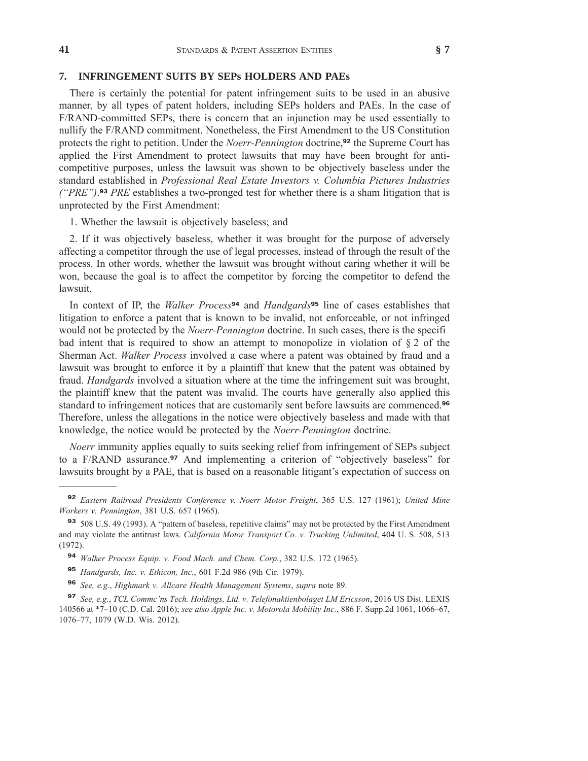## 7. INFRINGEMENT SUITS BY SEPs HOLDERS AND PAEs

There is certainly the potential for patent infringement suits to be used in an abusive manner, by all types of patent holders, including SEPs holders and PAEs. In the case of F/RAND-committed SEPs, there is concern that an injunction may be used essentially to nullify the F/RAND commitment. Nonetheless, the First Amendment to the US Constitution protects the right to petition. Under the *Noerr-Pennington* doctrine,[92] the Supreme Court has applied the First Amendment to protect lawsuits that may have been brought for anti-competitive purposes, unless the lawsuit was shown to be objectively baseless under the standard established in *Professional Real Estate Investors v. Columbia Pictures Industries ("PRE")*.[93] *PRE* establishes a two-pronged test for whether there is a sham litigation that is unprotected by the First Amendment:

1. Whether the lawsuit is objectively baseless; and

2. If it was objectively baseless, whether it was brought for the purpose of adversely affecting a competitor through the use of legal processes, instead of through the result of the process. In other words, whether the lawsuit was brought without caring whether it will be won, because the goal is to affect the competitor by forcing the competitor to defend the lawsuit.

In context of IP, the *Walker Process*[94] and *Handgards*[95] line of cases establishes that litigation to enforce a patent that is known to be invalid, not enforceable, or not infringed would not be protected by the *Noerr-Pennington* doctrine. In such cases, there is the specifi bad intent that is required to show an attempt to monopolize in violation of § 2 of the Sherman Act. *Walker Process* involved a case where a patent was obtained by fraud and a lawsuit was brought to enforce it by a plaintiff that knew that the patent was obtained by fraud. *Handgards* involved a situation where at the time the infringement suit was brought, the plaintiff knew that the patent was invalid. The courts have generally also applied this standard to infringement notices that are customarily sent before lawsuits are commenced.[96] Therefore, unless the allegations in the notice were objectively baseless and made with that knowledge, the notice would be protected by the *Noerr-Pennington* doctrine.

*Noerr* immunity applies equally to suits seeking relief from infringement of SEPs subject to a F/RAND assurance.[97] And implementing a criterion of "objectively baseless" for lawsuits brought by a PAE, that is based on a reasonable litigant's expectation of success on

---

[92] *Eastern Railroad Presidents Conference v. Noerr Motor Freight*, 365 U.S. 127 (1961); *United Mine Workers v. Pennington*, 381 U.S. 657 (1965).

[93] 508 U.S. 49 (1993). A "pattern of baseless, repetitive claims" may not be protected by the First Amendment and may violate the antitrust laws. *California Motor Transport Co. v. Trucking Unlimited*, 404 U. S. 508, 513 (1972).

[94] *Walker Process Equip. v. Food Mach. and Chem. Corp.*, 382 U.S. 172 (1965).

[95] *Handgards, Inc. v. Ethicon, Inc.*, 601 F.2d 986 (9th Cir. 1979).

[96] *See, e.g.*, *Highmark v. Allcare Health Management Systems*, *supra* note 89.

[97] *See, e.g.*, *TCL Commc'ns Tech. Holdings, Ltd. v. Telefonaktienbolaget LM Ericsson*, 2016 US Dist. LEXIS 140566 at *7–10 (C.D. Cal. 2016); *see also Apple Inc. v. Motorola Mobility Inc.*, 886 F. Supp.2d 1061, 1066–67, 1076–77, 1079 (W.D. Wis. 2012).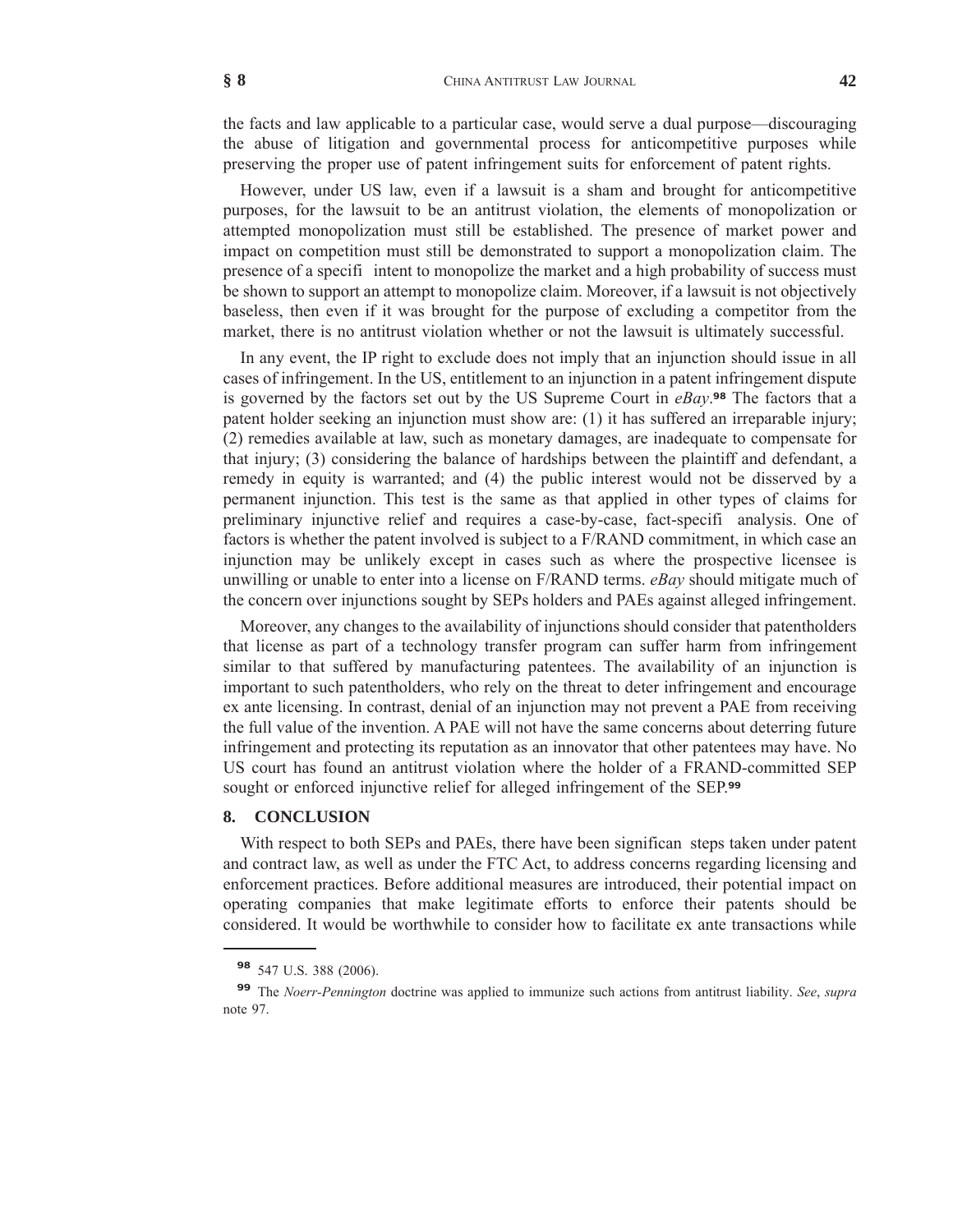the facts and law applicable to a particular case, would serve a dual purpose—discouraging the abuse of litigation and governmental process for anticompetitive purposes while preserving the proper use of patent infringement suits for enforcement of patent rights.

However, under US law, even if a lawsuit is a sham and brought for anticompetitive purposes, for the lawsuit to be an antitrust violation, the elements of monopolization or attempted monopolization must still be established. The presence of market power and impact on competition must still be demonstrated to support a monopolization claim. The presence of a specifi intent to monopolize the market and a high probability of success must be shown to support an attempt to monopolize claim. Moreover, if a lawsuit is not objectively baseless, then even if it was brought for the purpose of excluding a competitor from the market, there is no antitrust violation whether or not the lawsuit is ultimately successful.

In any event, the IP right to exclude does not imply that an injunction should issue in all cases of infringement. In the US, entitlement to an injunction in a patent infringement dispute is governed by the factors set out by the US Supreme Court in *eBay*.[98] The factors that a patent holder seeking an injunction must show are: (1) it has suffered an irreparable injury; (2) remedies available at law, such as monetary damages, are inadequate to compensate for that injury; (3) considering the balance of hardships between the plaintiff and defendant, a remedy in equity is warranted; and (4) the public interest would not be disserved by a permanent injunction. This test is the same as that applied in other types of claims for preliminary injunctive relief and requires a case-by-case, fact-specifi analysis. One of factors is whether the patent involved is subject to a F/RAND commitment, in which case an injunction may be unlikely except in cases such as where the prospective licensee is unwilling or unable to enter into a license on F/RAND terms. *eBay* should mitigate much of the concern over injunctions sought by SEPs holders and PAEs against alleged infringement.

Moreover, any changes to the availability of injunctions should consider that patentholders that license as part of a technology transfer program can suffer harm from infringement similar to that suffered by manufacturing patentees. The availability of an injunction is important to such patentholders, who rely on the threat to deter infringement and encourage ex ante licensing. In contrast, denial of an injunction may not prevent a PAE from receiving the full value of the invention. A PAE will not have the same concerns about deterring future infringement and protecting its reputation as an innovator that other patentees may have. No US court has found an antitrust violation where the holder of a FRAND-committed SEP sought or enforced injunctive relief for alleged infringement of the SEP.[99]

## 8. CONCLUSION

With respect to both SEPs and PAEs, there have been significan steps taken under patent and contract law, as well as under the FTC Act, to address concerns regarding licensing and enforcement practices. Before additional measures are introduced, their potential impact on operating companies that make legitimate efforts to enforce their patents should be considered. It would be worthwhile to consider how to facilitate ex ante transactions while

---

[98] 547 U.S. 388 (2006).

[99] The *Noerr-Pennington* doctrine was applied to immunize such actions from antitrust liability. *See*, *supra* note 97.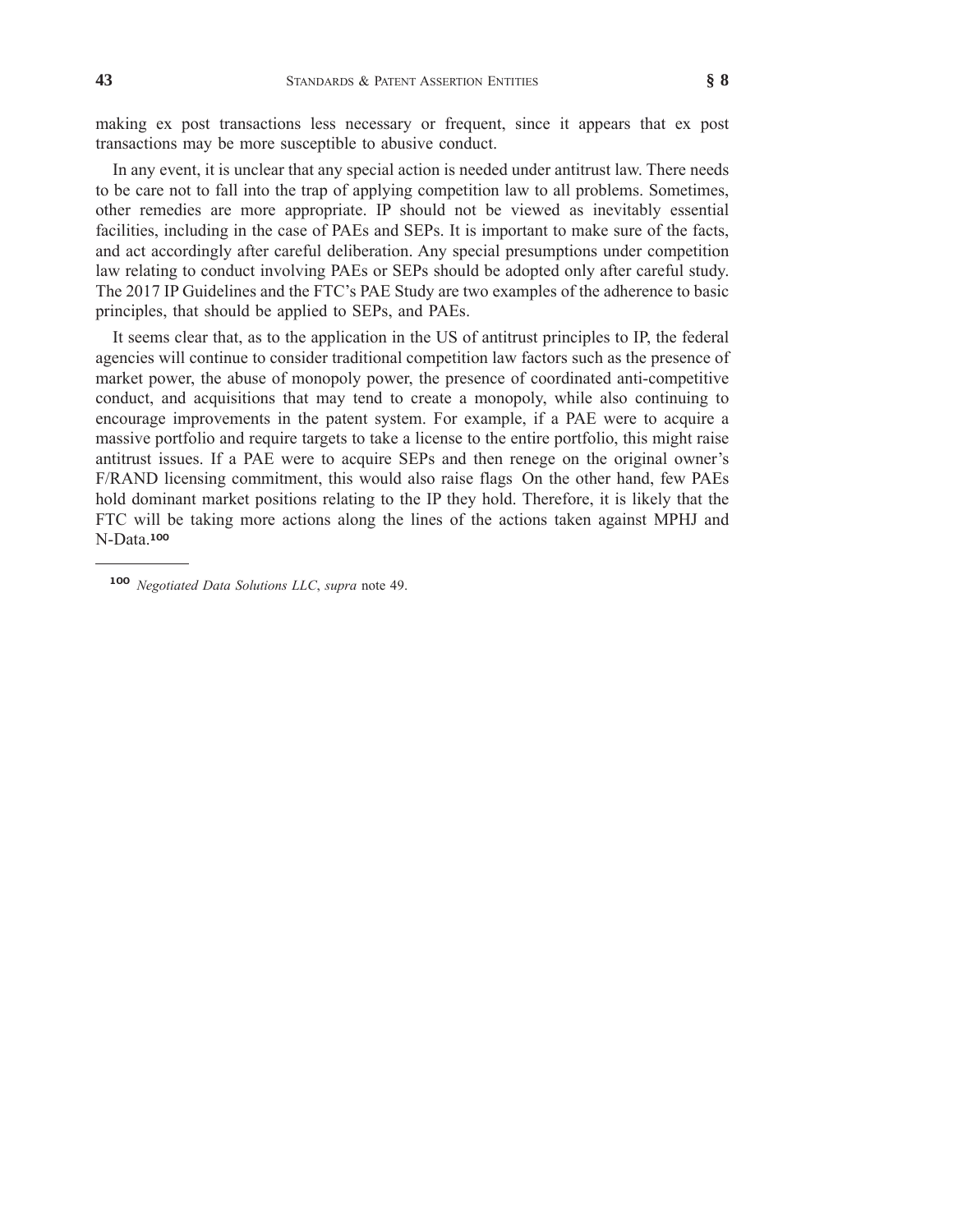making ex post transactions less necessary or frequent, since it appears that ex post transactions may be more susceptible to abusive conduct.

In any event, it is unclear that any special action is needed under antitrust law. There needs to be care not to fall into the trap of applying competition law to all problems. Sometimes, other remedies are more appropriate. IP should not be viewed as inevitably essential facilities, including in the case of PAEs and SEPs. It is important to make sure of the facts, and act accordingly after careful deliberation. Any special presumptions under competition law relating to conduct involving PAEs or SEPs should be adopted only after careful study. The 2017 IP Guidelines and the FTC's PAE Study are two examples of the adherence to basic principles, that should be applied to SEPs, and PAEs.

It seems clear that, as to the application in the US of antitrust principles to IP, the federal agencies will continue to consider traditional competition law factors such as the presence of market power, the abuse of monopoly power, the presence of coordinated anti-competitive conduct, and acquisitions that may tend to create a monopoly, while also continuing to encourage improvements in the patent system. For example, if a PAE were to acquire a massive portfolio and require targets to take a license to the entire portfolio, this might raise antitrust issues. If a PAE were to acquire SEPs and then renege on the original owner's F/RAND licensing commitment, this would also raise flags On the other hand, few PAEs hold dominant market positions relating to the IP they hold. Therefore, it is likely that the FTC will be taking more actions along the lines of the actions taken against MPHJ and N-Data.[100]

---

[100] *Negotiated Data Solutions LLC*, *supra* note 49.